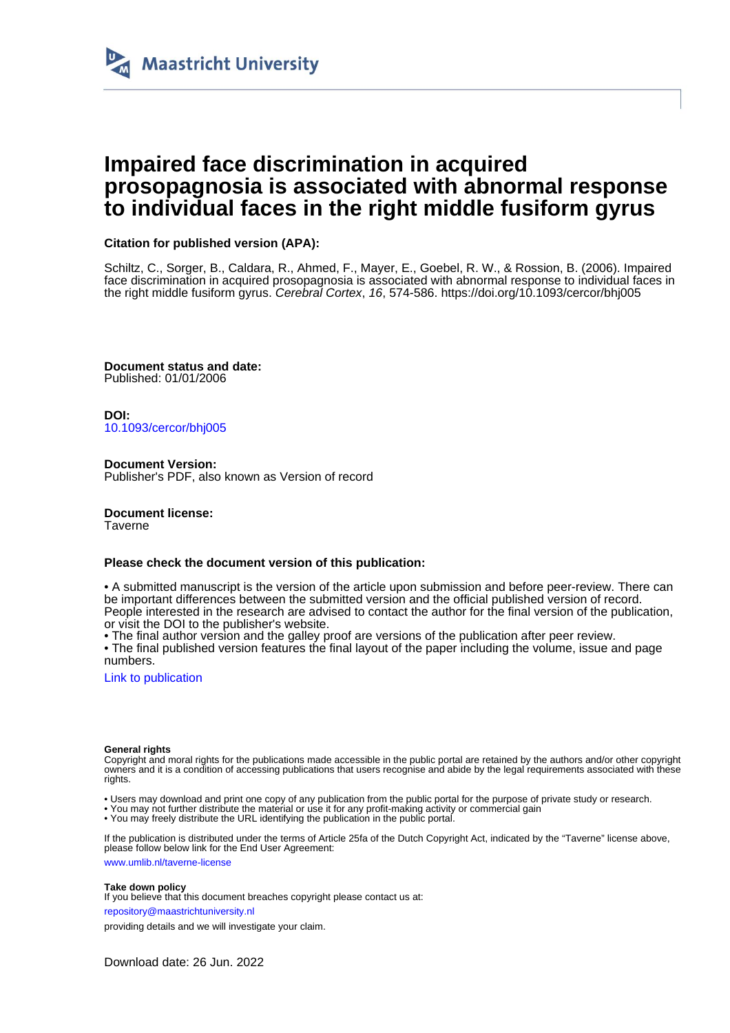Maastricht University

# Impaired face discrimination in acquired prosopagnosia is associated with abnormal response to individual faces in the right middle fusiform gyrus

**Citation for published version (APA):**

Schiltz, C., Sorger, B., Caldara, R., Ahmed, F., Mayer, E., Goebel, R. W., & Rossion, B. (2006). Impaired face discrimination in acquired prosopagnosia is associated with abnormal response to individual faces in the right middle fusiform gyrus. *Cerebral Cortex*, *16*, 574-586. https://doi.org/10.1093/cercor/bhj005

**Document status and date:**
Published: 01/01/2006

**DOI:**
10.1093/cercor/bhj005

**Document Version:**
Publisher's PDF, also known as Version of record

**Document license:**
Taverne

**Please check the document version of this publication:**

• A submitted manuscript is the version of the article upon submission and before peer-review. There can be important differences between the submitted version and the official published version of record. People interested in the research are advised to contact the author for the final version of the publication, or visit the DOI to the publisher's website.
• The final author version and the galley proof are versions of the publication after peer review.
• The final published version features the final layout of the paper including the volume, issue and page numbers.

Link to publication

**General rights**
Copyright and moral rights for the publications made accessible in the public portal are retained by the authors and/or other copyright owners and it is a condition of accessing publications that users recognise and abide by the legal requirements associated with these rights.

• Users may download and print one copy of any publication from the public portal for the purpose of private study or research.
• You may not further distribute the material or use it for any profit-making activity or commercial gain
• You may freely distribute the URL identifying the publication in the public portal.

If the publication is distributed under the terms of Article 25fa of the Dutch Copyright Act, indicated by the "Taverne" license above, please follow below link for the End User Agreement:

www.umlib.nl/taverne-license

**Take down policy**
If you believe that this document breaches copyright please contact us at:

repository@maastrichtuniversity.nl

providing details and we will investigate your claim.

Download date: 26 Jun. 2022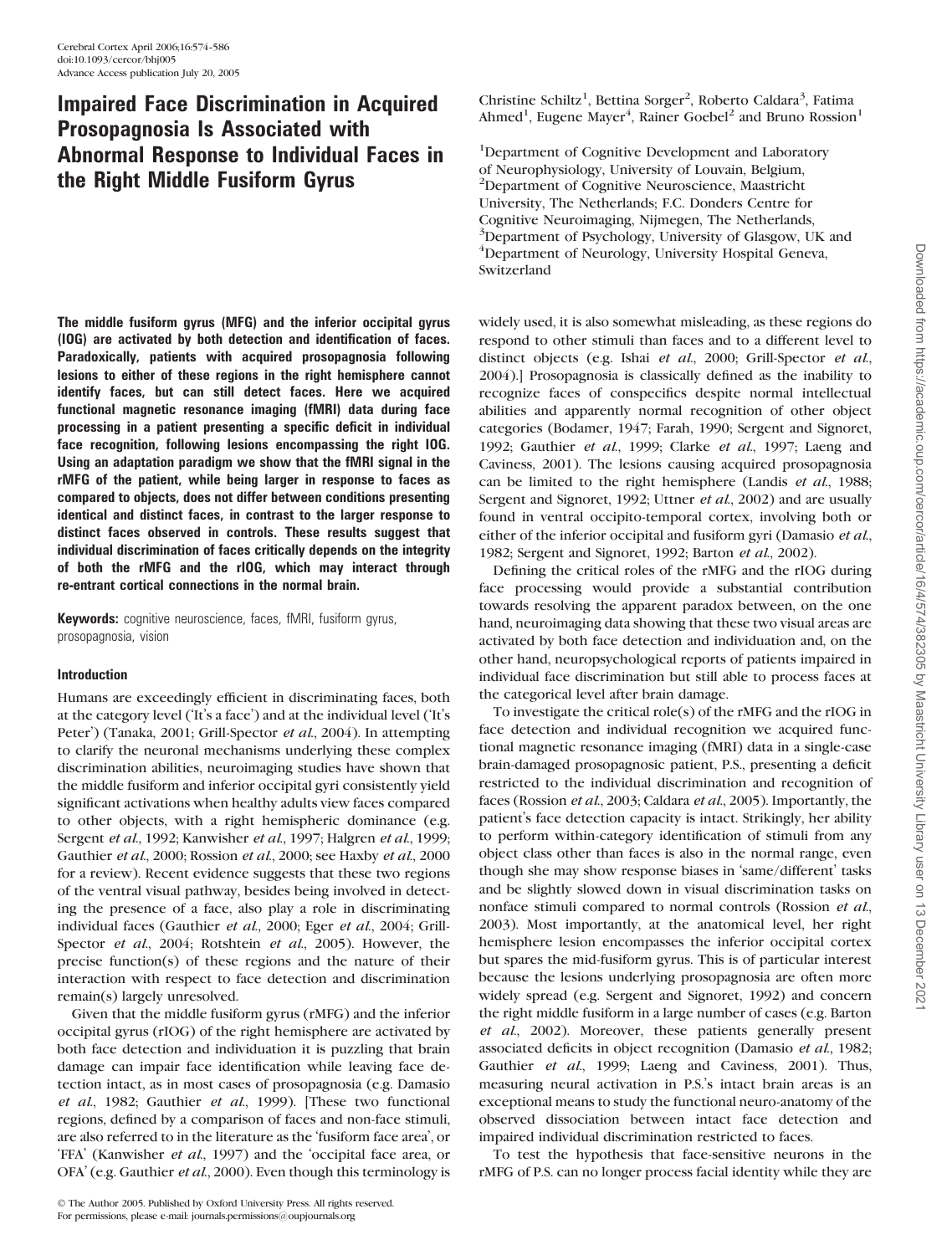# Impaired Face Discrimination in Acquired Prosopagnosia Is Associated with Abnormal Response to Individual Faces in the Right Middle Fusiform Gyrus

Christine Schiltz[1], Bettina Sorger[2], Roberto Caldara[3], Fatima Ahmed[1], Eugene Mayer[4], Rainer Goebel[2] and Bruno Rossion[1]

[1]Department of Cognitive Development and Laboratory of Neurophysiology, University of Louvain, Belgium, [2]Department of Cognitive Neuroscience, Maastricht University, The Netherlands; F.C. Donders Centre for Cognitive Neuroimaging, Nijmegen, The Netherlands, [3]Department of Psychology, University of Glasgow, UK and [4]Department of Neurology, University Hospital Geneva, Switzerland

**The middle fusiform gyrus (MFG) and the inferior occipital gyrus (IOG) are activated by both detection and identification of faces. Paradoxically, patients with acquired prosopagnosia following lesions to either of these regions in the right hemisphere cannot identify faces, but can still detect faces. Here we acquired functional magnetic resonance imaging (fMRI) data during face processing in a patient presenting a specific deficit in individual face recognition, following lesions encompassing the right IOG. Using an adaptation paradigm we show that the fMRI signal in the rMFG of the patient, while being larger in response to faces as compared to objects, does not differ between conditions presenting identical and distinct faces, in contrast to the larger response to distinct faces observed in controls. These results suggest that individual discrimination of faces critically depends on the integrity of both the rMFG and the rIOG, which may interact through re-entrant cortical connections in the normal brain.**

**Keywords:** cognitive neuroscience, faces, fMRI, fusiform gyrus, prosopagnosia, vision

## Introduction

Humans are exceedingly efficient in discriminating faces, both at the category level ('It's a face') and at the individual level ('It's Peter') (Tanaka, 2001; Grill-Spector *et al.*, 2004). In attempting to clarify the neuronal mechanisms underlying these complex discrimination abilities, neuroimaging studies have shown that the middle fusiform and inferior occipital gyri consistently yield significant activations when healthy adults view faces compared to other objects, with a right hemispheric dominance (e.g. Sergent *et al.*, 1992; Kanwisher *et al.*, 1997; Halgren *et al.*, 1999; Gauthier *et al.*, 2000; Rossion *et al.*, 2000; see Haxby *et al.*, 2000 for a review). Recent evidence suggests that these two regions of the ventral visual pathway, besides being involved in detecting the presence of a face, also play a role in discriminating individual faces (Gauthier *et al.*, 2000; Eger *et al.*, 2004; Grill-Spector *et al.*, 2004; Rotshtein *et al.*, 2005). However, the precise function(s) of these regions and the nature of their interaction with respect to face detection and discrimination remain(s) largely unresolved.

Given that the middle fusiform gyrus (rMFG) and the inferior occipital gyrus (rIOG) of the right hemisphere are activated by both face detection and individuation it is puzzling that brain damage can impair face identification while leaving face detection intact, as in most cases of prosopagnosia (e.g. Damasio *et al.*, 1982; Gauthier *et al.*, 1999). [These two functional regions, defined by a comparison of faces and non-face stimuli, are also referred to in the literature as the 'fusiform face area', or 'FFA' (Kanwisher *et al.*, 1997) and the 'occipital face area, or OFA' (e.g. Gauthier *et al.*, 2000). Even though this terminology is widely used, it is also somewhat misleading, as these regions do respond to other stimuli than faces and to a different level to distinct objects (e.g. Ishai *et al.*, 2000; Grill-Spector *et al.*, 2004).] Prosopagnosia is classically defined as the inability to recognize faces of conspecifics despite normal intellectual abilities and apparently normal recognition of other object categories (Bodamer, 1947; Farah, 1990; Sergent and Signoret, 1992; Gauthier *et al.*, 1999; Clarke *et al.*, 1997; Laeng and Caviness, 2001). The lesions causing acquired prosopagnosia can be limited to the right hemisphere (Landis *et al.*, 1988; Sergent and Signoret, 1992; Uttner *et al.*, 2002) and are usually found in ventral occipito-temporal cortex, involving both or either of the inferior occipital and fusiform gyri (Damasio *et al.*, 1982; Sergent and Signoret, 1992; Barton *et al.*, 2002).

Defining the critical roles of the rMFG and the rIOG during face processing would provide a substantial contribution towards resolving the apparent paradox between, on the one hand, neuroimaging data showing that these two visual areas are activated by both face detection and individuation and, on the other hand, neuropsychological reports of patients impaired in individual face discrimination but still able to process faces at the categorical level after brain damage.

To investigate the critical role(s) of the rMFG and the rIOG in face detection and individual recognition we acquired functional magnetic resonance imaging (fMRI) data in a single-case brain-damaged prosopagnosic patient, P.S., presenting a deficit restricted to the individual discrimination and recognition of faces (Rossion *et al.*, 2003; Caldara *et al.*, 2005). Importantly, the patient's face detection capacity is intact. Strikingly, her ability to perform within-category identification of stimuli from any object class other than faces is also in the normal range, even though she may show response biases in 'same/different' tasks and be slightly slowed down in visual discrimination tasks on nonface stimuli compared to normal controls (Rossion *et al.*, 2003). Most importantly, at the anatomical level, her right hemisphere lesion encompasses the inferior occipital cortex but spares the mid-fusiform gyrus. This is of particular interest because the lesions underlying prosopagnosia are often more widely spread (e.g. Sergent and Signoret, 1992) and concern the right middle fusiform in a large number of cases (e.g. Barton *et al.*, 2002). Moreover, these patients generally present associated deficits in object recognition (Damasio *et al.*, 1982; Gauthier *et al.*, 1999; Laeng and Caviness, 2001). Thus, measuring neural activation in P.S.'s intact brain areas is an exceptional means to study the functional neuro-anatomy of the observed dissociation between intact face detection and impaired individual discrimination restricted to faces.

To test the hypothesis that face-sensitive neurons in the rMFG of P.S. can no longer process facial identity while they are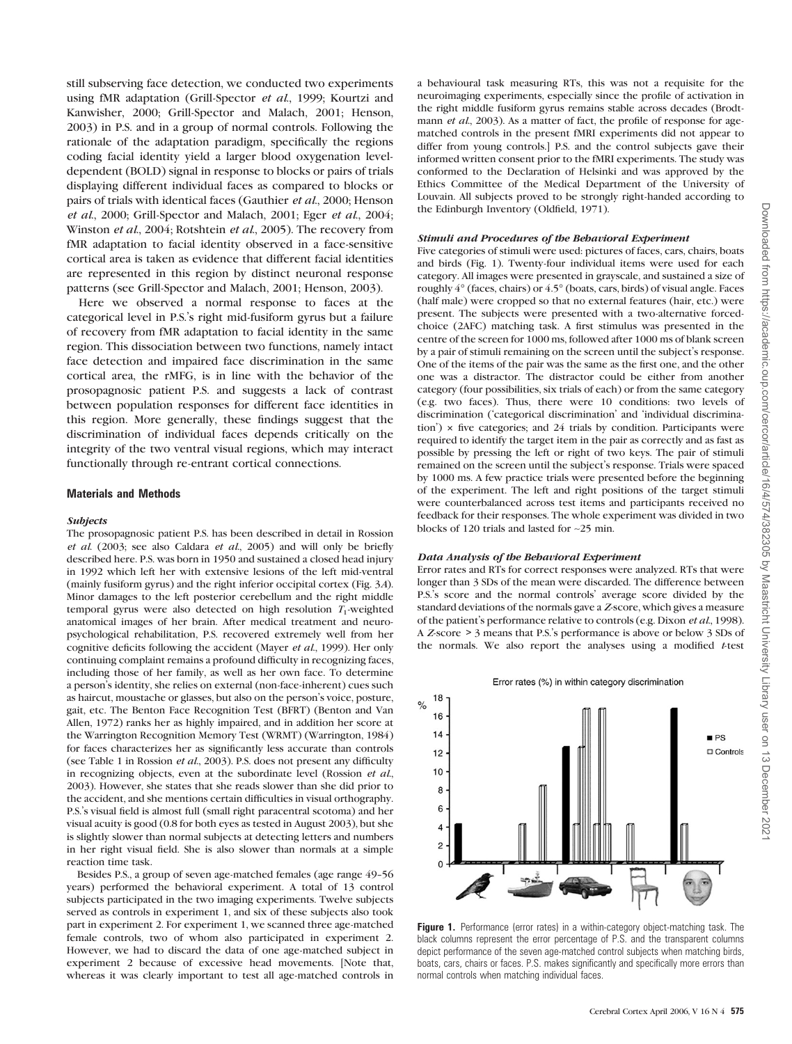still subserving face detection, we conducted two experiments using fMR adaptation (Grill-Spector *et al.*, 1999; Kourtzi and Kanwisher, 2000; Grill-Spector and Malach, 2001; Henson, 2003) in P.S. and in a group of normal controls. Following the rationale of the adaptation paradigm, specifically the regions coding facial identity yield a larger blood oxygenation level-dependent (BOLD) signal in response to blocks or pairs of trials displaying different individual faces as compared to blocks or pairs of trials with identical faces (Gauthier *et al.*, 2000; Henson *et al.*, 2000; Grill-Spector and Malach, 2001; Eger *et al.*, 2004; Winston *et al.*, 2004; Rotshtein *et al.*, 2005). The recovery from fMR adaptation to facial identity observed in a face-sensitive cortical area is taken as evidence that different facial identities are represented in this region by distinct neuronal response patterns (see Grill-Spector and Malach, 2001; Henson, 2003).

Here we observed a normal response to faces at the categorical level in P.S.'s right mid-fusiform gyrus but a failure of recovery from fMR adaptation to facial identity in the same region. This dissociation between two functions, namely intact face detection and impaired face discrimination in the same cortical area, the rMFG, is in line with the behavior of the prosopagnosic patient P.S. and suggests a lack of contrast between population responses for different face identities in this region. More generally, these findings suggest that the discrimination of individual faces depends critically on the integrity of the two ventral visual regions, which may interact functionally through re-entrant cortical connections.

## Materials and Methods

### *Subjects*

The prosopagnosic patient P.S. has been described in detail in Rossion *et al.* (2003; see also Caldara *et al.*, 2005) and will only be briefly described here. P.S. was born in 1950 and sustained a closed head injury in 1992 which left her with extensive lesions of the left mid-ventral (mainly fusiform gyrus) and the right inferior occipital cortex (Fig. 3*A*). Minor damages to the left posterior cerebellum and the right middle temporal gyrus were also detected on high resolution $T_1$-weighted anatomical images of her brain. After medical treatment and neuropsychological rehabilitation, P.S. recovered extremely well from her cognitive deficits following the accident (Mayer *et al.*, 1999). Her only continuing complaint remains a profound difficulty in recognizing faces, including those of her family, as well as her own face. To determine a person's identity, she relies on external (non-face-inherent) cues such as haircut, moustache or glasses, but also on the person's voice, posture, gait, etc. The Benton Face Recognition Test (BFRT) (Benton and Van Allen, 1972) ranks her as highly impaired, and in addition her score at the Warrington Recognition Memory Test (WRMT) (Warrington, 1984) for faces characterizes her as significantly less accurate than controls (see Table 1 in Rossion *et al.*, 2003). P.S. does not present any difficulty in recognizing objects, even at the subordinate level (Rossion *et al.*, 2003). However, she states that she reads slower than she did prior to the accident, and she mentions certain difficulties in visual orthography. P.S.'s visual field is almost full (small right paracentral scotoma) and her visual acuity is good (0.8 for both eyes as tested in August 2003), but she is slightly slower than normal subjects at detecting letters and numbers in her right visual field. She is also slower than normals at a simple reaction time task.

Besides P.S., a group of seven age-matched females (age range 49–56 years) performed the behavioral experiment. A total of 13 control subjects participated in the two imaging experiments. Twelve subjects served as controls in experiment 1, and six of these subjects also took part in experiment 2. For experiment 1, we scanned three age-matched female controls, two of whom also participated in experiment 2. However, we had to discard the data of one age-matched subject in experiment 2 because of excessive head movements. [Note that, whereas it was clearly important to test all age-matched controls in a behavioural task measuring RTs, this was not a requisite for the neuroimaging experiments, especially since the profile of activation in the right middle fusiform gyrus remains stable across decades (Brodtmann *et al.*, 2003). As a matter of fact, the profile of response for age-matched controls in the present fMRI experiments did not appear to differ from young controls.] P.S. and the control subjects gave their informed written consent prior to the fMRI experiments. The study was conformed to the Declaration of Helsinki and was approved by the Ethics Committee of the Medical Department of the University of Louvain. All subjects proved to be strongly right-handed according to the Edinburgh Inventory (Oldfield, 1971).

### *Stimuli and Procedures of the Behavioral Experiment*

Five categories of stimuli were used: pictures of faces, cars, chairs, boats and birds (Fig. 1). Twenty-four individual items were used for each category. All images were presented in grayscale, and sustained a size of roughly 4° (faces, chairs) or 4.5° (boats, cars, birds) of visual angle. Faces (half male) were cropped so that no external features (hair, etc.) were present. The subjects were presented with a two-alternative forced-choice (2AFC) matching task. A first stimulus was presented in the centre of the screen for 1000 ms, followed after 1000 ms of blank screen by a pair of stimuli remaining on the screen until the subject's response. One of the items of the pair was the same as the first one, and the other one was a distractor. The distractor could be either from another category (four possibilities, six trials of each) or from the same category (e.g. two faces). Thus, there were 10 conditions: two levels of discrimination ('categorical discrimination' and 'individual discrimination') × five categories; and 24 trials by condition. Participants were required to identify the target item in the pair as correctly and as fast as possible by pressing the left or right of two keys. The pair of stimuli remained on the screen until the subject's response. Trials were spaced by 1000 ms. A few practice trials were presented before the beginning of the experiment. The left and right positions of the target stimuli were counterbalanced across test items and participants received no feedback for their responses. The whole experiment was divided in two blocks of 120 trials and lasted for ~25 min.

### *Data Analysis of the Behavioral Experiment*

Error rates and RTs for correct responses were analyzed. RTs that were longer than 3 SDs of the mean were discarded. The difference between P.S.'s score and the normal controls' average score divided by the standard deviations of the normals gave a *Z*-score, which gives a measure of the patient's performance relative to controls (e.g. Dixon *et al.*, 1998). A *Z*-score > 3 means that P.S.'s performance is above or below 3 SDs of the normals. We also report the analyses using a modified *t*-test

**Figure 1.** Performance (error rates) in a within-category object-matching task. The black columns represent the error percentage of P.S. and the transparent columns depict performance of the seven age-matched control subjects when matching birds, boats, cars, chairs or faces. P.S. makes significantly and specifically more errors than normal controls when matching individual faces.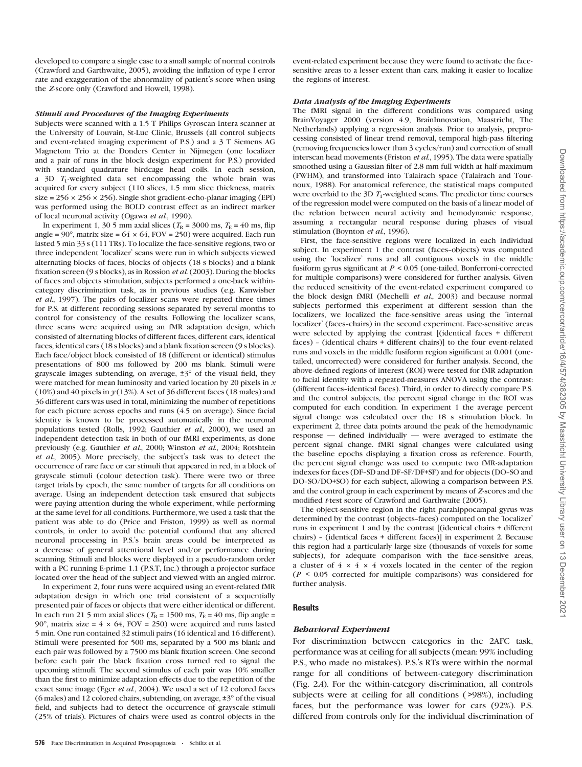developed to compare a single case to a small sample of normal controls (Crawford and Garthwaite, 2005), avoiding the inflation of type I error rate and exaggeration of the abnormality of patient's score when using the *Z*-score only (Crawford and Howell, 1998).

### *Stimuli and Procedures of the Imaging Experiments*

Subjects were scanned with a 1.5 T Philips Gyroscan Intera scanner at the University of Louvain, St-Luc Clinic, Brussels (all control subjects and event-related imaging experiment of P.S.) and a 3 T Siemens AG Magnetom Trio at the Donders Center in Nijmegen (one localizer and a pair of runs in the block design experiment for P.S.) provided with standard quadrature birdcage head coils. In each session, a 3D $T_1$-weighted data set encompassing the whole brain was acquired for every subject (110 slices, 1.5 mm slice thickness, matrix size = 256 × 256 × 256). Single shot gradient-echo-planar imaging (EPI) was performed using the BOLD contrast effect as an indirect marker of local neuronal activity (Ogawa *et al.*, 1990).

In experiment 1, 30 5 mm axial slices ($T_R$ = 3000 ms, $T_E$ = 40 ms, flip angle = 90°, matrix size = 64 × 64, FOV = 250) were acquired. Each run lasted 5 min 33 s (111 TRs). To localize the face-sensitive regions, two or three independent 'localizer' scans were run in which subjects viewed alternating blocks of faces, blocks of objects (18 s blocks) and a blank fixation screen (9 s blocks), as in Rossion *et al.* (2003). During the blocks of faces and objects stimulation, subjects performed a one-back within-category discrimination task, as in previous studies (e.g. Kanwisher *et al.*, 1997). The pairs of localizer scans were repeated three times for P.S. at different recording sessions separated by several months to control for consistency of the results. Following the localizer scans, three scans were acquired using an fMR adaptation design, which consisted of alternating blocks of different faces, different cars, identical faces, identical cars (18 s blocks) and a blank fixation screen (9 s blocks). Each face/object block consisted of 18 (different or identical) stimulus presentations of 800 ms followed by 200 ms blank. Stimuli were grayscale images subtending, on average, ±3° of the visual field, they were matched for mean luminosity and varied location by 20 pixels in $x$ (10%) and 40 pixels in $y$ (13%). A set of 36 different faces (18 males) and 36 different cars was used in total, minimizing the number of repetitions for each picture across epochs and runs (4.5 on average). Since facial identity is known to be processed automatically in the neuronal populations tested (Rolls, 1992; Gauthier *et al.*, 2000), we used an independent detection task in both of our fMRI experiments, as done previously (e.g. Gauthier *et al.*, 2000; Winston *et al.*, 2004; Rotshtein *et al.*, 2005). More precisely, the subject's task was to detect the occurrence of rare face or car stimuli that appeared in red, in a block of grayscale stimuli (colour detection task). There were two or three target trials by epoch, the same number of targets for all conditions on average. Using an independent detection task ensured that subjects were paying attention during the whole experiment, while performing at the same level for all conditions. Furthermore, we used a task that the patient was able to do (Price and Friston, 1999) as well as normal controls, in order to avoid the potential confound that any altered neuronal processing in P.S.'s brain areas could be interpreted as a decrease of general attentional level and/or performance during scanning. Stimuli and blocks were displayed in a pseudo-random order with a PC running E-prime 1.1 (P.S.T, Inc.) through a projector surface located over the head of the subject and viewed with an angled mirror.

In experiment 2, four runs were acquired using an event-related fMR adaptation design in which one trial consistent of a sequentially presented pair of faces or objects that were either identical or different. In each run 21 5 mm axial slices ($T_R$ = 1500 ms, $T_E$ = 40 ms, flip angle = 90°, matrix size = 4 × 64, FOV = 250) were acquired and runs lasted 5 min. One run contained 32 stimuli pairs (16 identical and 16 different). Stimuli were presented for 500 ms, separated by a 500 ms blank and each pair was followed by a 7500 ms blank fixation screen. One second before each pair the black fixation cross turned red to signal the upcoming stimuli. The second stimulus of each pair was 10% smaller than the first to minimize adaptation effects due to the repetition of the exact same image (Eger *et al.*, 2004). We used a set of 12 colored faces (6 males) and 12 colored chairs, subtending, on average, ±3° of the visual field, and subjects had to detect the occurrence of grayscale stimuli (25% of trials). Pictures of chairs were used as control objects in the event-related experiment because they were found to activate the face-sensitive areas to a lesser extent than cars, making it easier to localize the regions of interest.

### *Data Analysis of the Imaging Experiments*

The fMRI signal in the different conditions was compared using BrainVoyager 2000 (version 4.9, BrainInnovation, Maastricht, The Netherlands) applying a regression analysis. Prior to analysis, preprocessing consisted of linear trend removal, temporal high-pass filtering (removing frequencies lower than 3 cycles/run) and correction of small interscan head movements (Friston *et al.*, 1995). The data were spatially smoothed using a Gaussian filter of 2.8 mm full width at half-maximum (FWHM), and transformed into Talairach space (Talairach and Tournoux, 1988). For anatomical reference, the statistical maps computed were overlaid to the 3D $T_1$-weighted scans. The predictor time courses of the regression model were computed on the basis of a linear model of the relation between neural activity and hemodynamic response, assuming a rectangular neural response during phases of visual stimulation (Boynton *et al.*, 1996).

First, the face-sensitive regions were localized in each individual subject. In experiment 1 the contrast (faces–objects) was computed using the 'localizer' runs and all contiguous voxels in the middle fusiform gyrus significant at $P < 0.05$ (one-tailed, Bonferroni-corrected for multiple comparisons) were considered for further analysis. Given the reduced sensitivity of the event-related experiment compared to the block design fMRI (Mechelli *et al.*, 2003) and because normal subjects performed this experiment at different session than the localizers, we localized the face-sensitive areas using the 'internal localizer' (faces–chairs) in the second experiment. Face-sensitive areas were selected by applying the contrast [(identical faces + different faces) – (identical chairs + different chairs)] to the four event-related runs and voxels in the middle fusiform region significant at 0.001 (one-tailed, uncorrected) were considered for further analysis. Second, the above-defined regions of interest (ROI) were tested for fMR adaptation to facial identity with a repeated-measures ANOVA using the contrast: (different faces–identical faces). Third, in order to directly compare P.S. and the control subjects, the percent signal change in the ROI was computed for each condition. In experiment 1 the average percent signal change was calculated over the 18 s stimulation block. In experiment 2, three data points around the peak of the hemodynamic response — defined individually — were averaged to estimate the percent signal change. fMRI signal changes were calculated using the baseline epochs displaying a fixation cross as reference. Fourth, the percent signal change was used to compute two fMR-adaptation indexes for faces (DF–SD and DF–SF/DF+SF) and for objects (DO–SO and DO–SO/DO+SO) for each subject, allowing a comparison between P.S. and the control group in each experiment by means of *Z*-scores and the modified *t*-test score of Crawford and Garthwaite (2005).

The object-sensitive region in the right parahippocampal gyrus was determined by the contrast (objects–faces) computed on the 'localizer' runs in experiment 1 and by the contrast [(identical chairs + different chairs) – (identical faces + different faces)] in experiment 2. Because this region had a particularly large size (thousands of voxels for some subjects), for adequate comparison with the face-sensitive areas, a cluster of 4 × 4 × 4 voxels located in the center of the region ($P$ < 0.05 corrected for multiple comparisons) was considered for further analysis.

## Results

### *Behavioral Experiment*

For discrimination between categories in the 2AFC task, performance was at ceiling for all subjects (mean: 99% including P.S., who made no mistakes). P.S.'s RTs were within the normal range for all conditions of between-category discrimination (Fig. 2*A*). For the within-category discrimination, all controls subjects were at ceiling for all conditions (>98%), including faces, but the performance was lower for cars (92%). P.S. differed from controls only for the individual discrimination of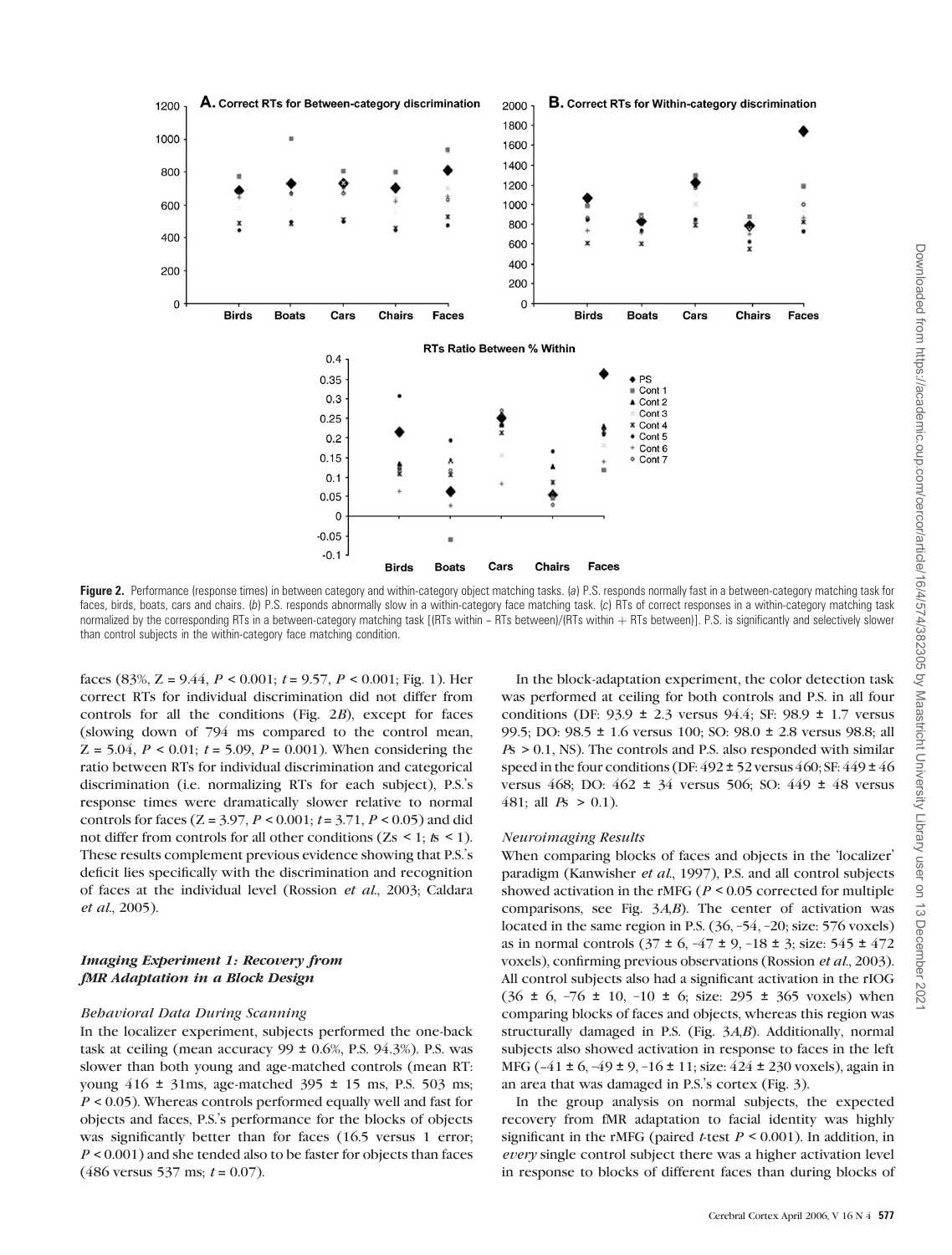**Figure 2.** Performance (response times) in between category and within-category object matching tasks. (*a*) P.S. responds normally fast in a between-category matching task for faces, birds, boats, cars and chairs. (*b*) P.S. responds abnormally slow in a within-category face matching task. (*c*) RTs of correct responses in a within-category matching task normalized by the corresponding RTs in a between-category matching task [(RTs within − RTs between)/(RTs within + RTs between)]. P.S. is significantly and selectively slower than control subjects in the within-category face matching condition.

faces (83%, Z = 9.44, $P < 0.001$; $t = 9.57$, $P < 0.001$; Fig. 1). Her correct RTs for individual discrimination did not differ from controls for all the conditions (Fig. 2*B*), except for faces (slowing down of 794 ms compared to the control mean, Z = 5.04, $P < 0.01$; $t = 5.09$, $P = 0.001$). When considering the ratio between RTs for individual discrimination and categorical discrimination (i.e. normalizing RTs for each subject), P.S.'s response times were dramatically slower relative to normal controls for faces (Z = 3.97, $P < 0.001$; $t = 3.71$, $P < 0.05$) and did not differ from controls for all other conditions (Zs < 1; *t*s < 1). These results complement previous evidence showing that P.S.'s deficit lies specifically with the discrimination and recognition of faces at the individual level (Rossion *et al*., 2003; Caldara *et al*., 2005).

### *Imaging Experiment 1: Recovery from fMR Adaptation in a Block Design*

#### *Behavioral Data During Scanning*

In the localizer experiment, subjects performed the one-back task at ceiling (mean accuracy 99 ± 0.6%, P.S. 94.3%). P.S. was slower than both young and age-matched controls (mean RT: young 416 ± 31ms, age-matched 395 ± 15 ms, P.S. 503 ms; $P < 0.05$). Whereas controls performed equally well and fast for objects and faces, P.S.'s performance for the blocks of objects was significantly better than for faces (16.5 versus 1 error; $P < 0.001$) and she tended also to be faster for objects than faces (486 versus 537 ms; $t = 0.07$).

In the block-adaptation experiment, the color detection task was performed at ceiling for both controls and P.S. in all four conditions (DF: 93.9 ± 2.3 versus 94.4; SF: 98.9 ± 1.7 versus 99.5; DO: 98.5 ± 1.6 versus 100; SO: 98.0 ± 2.8 versus 98.8; all *P*s > 0.1, NS). The controls and P.S. also responded with similar speed in the four conditions (DF: 492 ± 52 versus 460; SF: 449 ± 46 versus 468; DO: 462 ± 34 versus 506; SO: 449 ± 48 versus 481; all *P*s > 0.1).

#### *Neuroimaging Results*

When comparing blocks of faces and objects in the 'localizer' paradigm (Kanwisher *et al*., 1997), P.S. and all control subjects showed activation in the rMFG ($P < 0.05$ corrected for multiple comparisons, see Fig. 3*A*,*B*). The center of activation was located in the same region in P.S. (36, −54, −20; size: 576 voxels) as in normal controls (37 ± 6, −47 ± 9, −18 ± 3; size: 545 ± 472 voxels), confirming previous observations (Rossion *et al*., 2003). All control subjects also had a significant activation in the rIOG (36 ± 6, −76 ± 10, −10 ± 6; size: 295 ± 365 voxels) when comparing blocks of faces and objects, whereas this region was structurally damaged in P.S. (Fig. 3*A*,*B*). Additionally, normal subjects also showed activation in response to faces in the left MFG (−41 ± 6, −49 ± 9, −16 ± 11; size: 424 ± 230 voxels), again in an area that was damaged in P.S.'s cortex (Fig. 3).

In the group analysis on normal subjects, the expected recovery from fMR adaptation to facial identity was highly significant in the rMFG (paired *t*-test $P < 0.001$). In addition, in *every* single control subject there was a higher activation level in response to blocks of different faces than during blocks of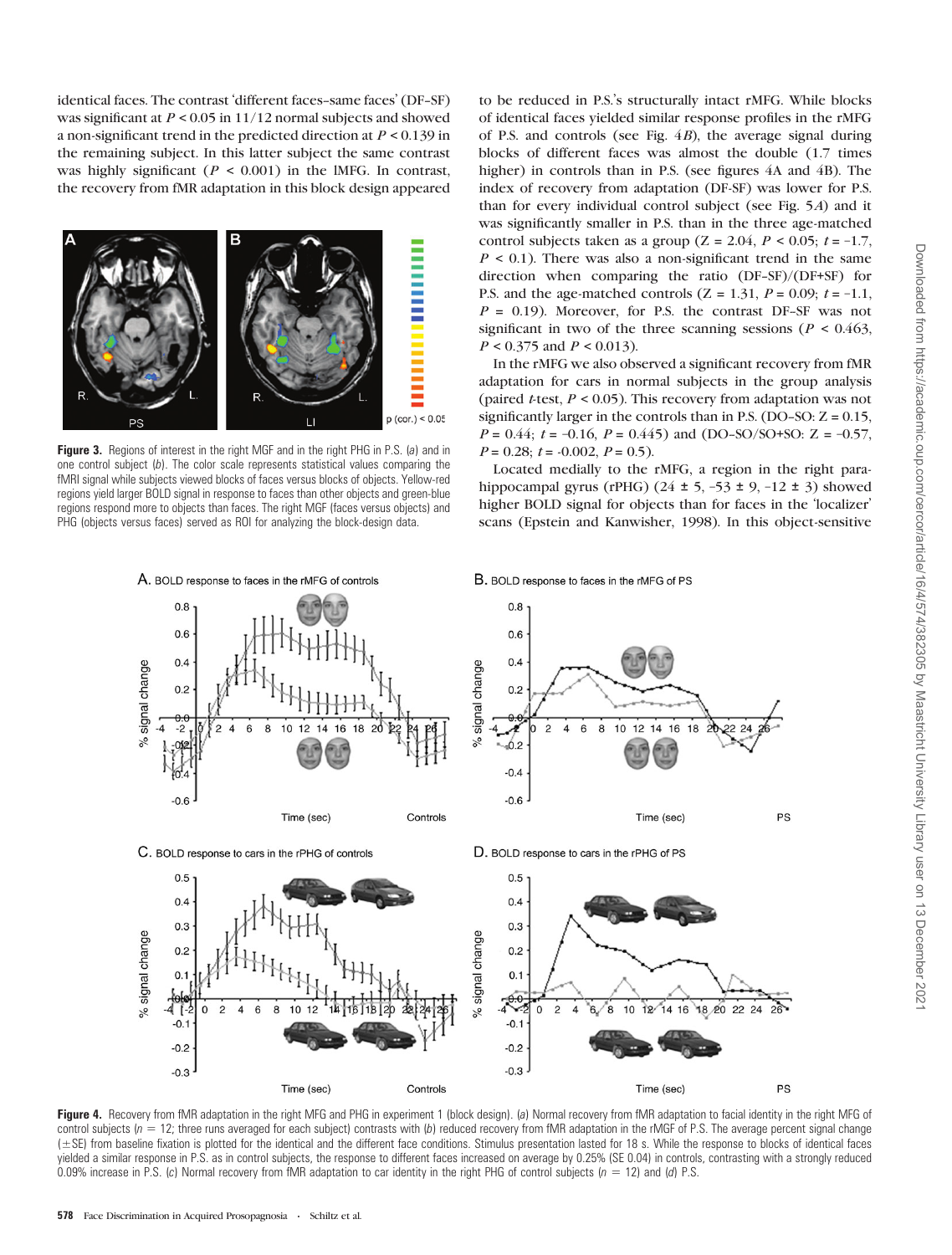identical faces. The contrast 'different faces–same faces' (DF–SF) was significant at $P < 0.05$ in 11/12 normal subjects and showed a non-significant trend in the predicted direction at $P < 0.139$ in the remaining subject. In this latter subject the same contrast was highly significant ($P < 0.001$) in the lMFG. In contrast, the recovery from fMR adaptation in this block design appeared to be reduced in P.S.'s structurally intact rMFG. While blocks of identical faces yielded similar response profiles in the rMFG of P.S. and controls (see Fig. 4*B*), the average signal during blocks of different faces was almost the double (1.7 times higher) in controls than in P.S. (see figures 4A and 4B). The index of recovery from adaptation (DF–SF) was lower for P.S. than for every individual control subject (see Fig. 5*A*) and it was significantly smaller in P.S. than in the three age-matched control subjects taken as a group ($Z = 2.04$, $P < 0.05$; $t = -1.7$, $P < 0.1$). There was also a non-significant trend in the same direction when comparing the ratio (DF–SF)/(DF+SF) for P.S. and the age-matched controls ($Z = 1.31$, $P = 0.09$; $t = -1.1$, $P = 0.19$). Moreover, for P.S. the contrast DF–SF was not significant in two of the three scanning sessions ($P < 0.463$, $P < 0.375$ and $P < 0.013$).

In the rMFG we also observed a significant recovery from fMR adaptation for cars in normal subjects in the group analysis (paired *t*-test, $P < 0.05$). This recovery from adaptation was not significantly larger in the controls than in P.S. (DO–SO: $Z = 0.15$, $P = 0.44$; $t = -0.16$, $P = 0.445$) and (DO–SO/SO+SO: $Z = -0.57$, $P = 0.28$; $t = -0.002$, $P = 0.5$).

Located medially to the rMFG, a region in the right parahippocampal gyrus (rPHG) (24 ± 5, −53 ± 9, −12 ± 3) showed higher BOLD signal for objects than for faces in the 'localizer' scans (Epstein and Kanwisher, 1998). In this object-sensitive

**Figure 3.** Regions of interest in the right MGF and in the right PHG in P.S. (*a*) and in one control subject (*b*). The color scale represents statistical values comparing the fMRI signal while subjects viewed blocks of faces versus blocks of objects. Yellow-red regions yield larger BOLD signal in response to faces than other objects and green-blue regions respond more to objects than faces. The right MGF (faces versus objects) and PHG (objects versus faces) served as ROI for analyzing the block-design data.

**Figure 4.** Recovery from fMR adaptation in the right MFG and PHG in experiment 1 (block design). (*a*) Normal recovery from fMR adaptation to facial identity in the right MFG of control subjects ($n = 12$; three runs averaged for each subject) contrasts with (*b*) reduced recovery from fMR adaptation in the rMGF of P.S. The average percent signal change (±SE) from baseline fixation is plotted for the identical and the different face conditions. Stimulus presentation lasted for 18 s. While the response to blocks of identical faces yielded a similar response in P.S. as in control subjects, the response to different faces increased on average by 0.25% (SE 0.04) in controls, contrasting with a strongly reduced 0.09% increase in P.S. (*c*) Normal recovery from fMR adaptation to car identity in the right PHG of control subjects ($n = 12$) and (*d*) P.S.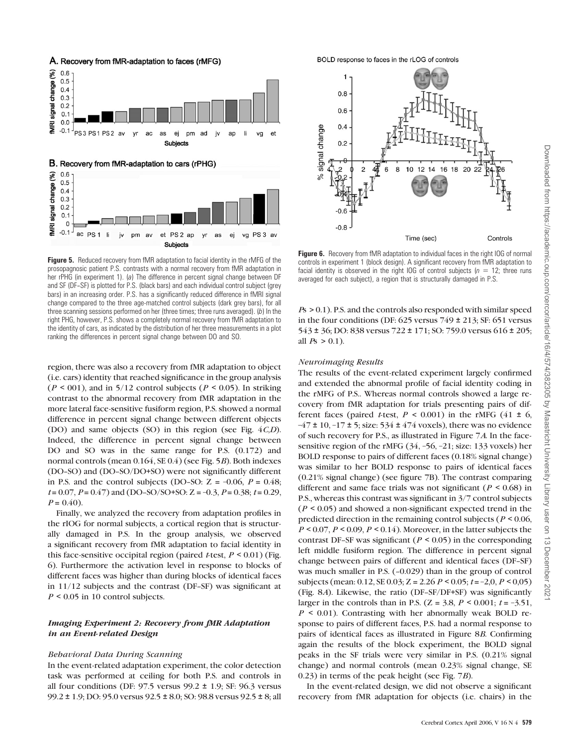**Figure 5.** Reduced recovery from fMR adaptation to facial identity in the rMFG of the prosopagnosic patient P.S. contrasts with a normal recovery from fMR adaptation in her rPHG (in experiment 1). (*a*) The difference in percent signal change between DF and SF (DF–SF) is plotted for P.S. (black bars) and each individual control subject (grey bars) in an increasing order. P.S. has a significantly reduced difference in fMRI signal change compared to the three age-matched control subjects (dark grey bars), for all three scanning sessions performed on her (three times; three runs averaged). (*b*) In the right PHG, however, P.S. shows a completely normal recovery from fMR adaptation to the identity of cars, as indicated by the distribution of her three measurements in a plot ranking the differences in percent signal change between DO and SO.

**Figure 6.** Recovery from fMR adaptation to individual faces in the right IOG of normal controls in experiment 1 (block design). A significant recovery from fMR adaptation to facial identity is observed in the right IOG of control subjects ($n = 12$; three runs averaged for each subject), a region that is structurally damaged in P.S.

region, there was also a recovery from fMR adaptation to object (i.e. cars) identity that reached significance in the group analysis ($P < 001$), and in 5/12 control subjects ($P < 0.05$). In striking contrast to the abnormal recovery from fMR adaptation in the more lateral face-sensitive fusiform region, P.S. showed a normal difference in percent signal change between different objects (DO) and same objects (SO) in this region (see Fig. 4*C*,*D*). Indeed, the difference in percent signal change between DO and SO was in the same range for P.S. (0.172) and normal controls (mean 0.164, SE 0.4) (see Fig. 5*B*). Both indexes (DO–SO) and (DO–SO/DO+SO) were not significantly different in P.S. and the control subjects (DO–SO: $Z = -0.06$, $P = 0.48$; $t = 0.07$, $P = 0.47$) and (DO–SO/SO+SO: $Z = -0.3$, $P = 0.38$; $t = 0.29$, $P = 0.40$).

Finally, we analyzed the recovery from adaptation profiles in the rIOG for normal subjects, a cortical region that is structurally damaged in P.S. In the group analysis, we observed a significant recovery from fMR adaptation to facial identity in this face-sensitive occipital region (paired *t*-test, $P < 0.01$) (Fig. 6). Furthermore the activation level in response to blocks of different faces was higher than during blocks of identical faces in 11/12 subjects and the contrast (DF–SF) was significant at $P < 0.05$ in 10 control subjects.

### *Imaging Experiment 2: Recovery from fMR Adaptation in an Event-related Design*

#### *Behavioral Data During Scanning*

In the event-related adaptation experiment, the color detection task was performed at ceiling for both P.S. and controls in all four conditions (DF: 97.5 versus 99.2 ± 1.9; SF: 96.3 versus 99.2 ± 1.9; DO: 95.0 versus 92.5 ± 8.0; SO: 98.8 versus 92.5 ± 8; all *P*s > 0.1). P.S. and the controls also responded with similar speed in the four conditions (DF: 625 versus 749 ± 213; SF: 651 versus 543 ± 36; DO: 838 versus 722 ± 171; SO: 759.0 versus 616 ± 205; all *P*s > 0.1).

#### *Neuroimaging Results*

The results of the event-related experiment largely confirmed and extended the abnormal profile of facial identity coding in the rMFG of P.S.. Whereas normal controls showed a large recovery from fMR adaptation for trials presenting pairs of different faces (paired *t*-test, $P < 0.001$) in the rMFG (41 ± 6, –47 ± 10, –17 ± 5; size: 534 ± 474 voxels), there was no evidence of such recovery for P.S., as illustrated in Figure 7*A*. In the face-sensitive region of the rMFG (34, –56, –21; size: 133 voxels) her BOLD response to pairs of different faces (0.18% signal change) was similar to her BOLD response to pairs of identical faces (0.21% signal change) (see figure 7B). The contrast comparing different and same face trials was not significant ($P < 0.68$) in P.S., whereas this contrast was significant in 3/7 control subjects ($P < 0.05$) and showed a non-significant expected trend in the predicted direction in the remaining control subjects ($P < 0.06$, $P < 0.07$, $P < 0.09$, $P < 0.14$). Moreover, in the latter subjects the contrast DF–SF was significant ($P < 0.05$) in the corresponding left middle fusiform region. The difference in percent signal change between pairs of different and identical faces (DF–SF) was much smaller in P.S. (–0.029) than in the group of control subjects (mean: 0.12, SE 0.03; $Z = 2.26$ $P < 0.05$; $t = -2{,}0$, $P < 0{,}05$) (Fig. 8*A*). Likewise, the ratio (DF–SF/DF+SF) was significantly larger in the controls than in P.S. ($Z = 3.8$, $P < 0.001$; $t = -3.51$, $P < 0.01$). Contrasting with her abnormally weak BOLD response to pairs of different faces, P.S. had a normal response to pairs of identical faces as illustrated in Figure 8*B*. Confirming again the results of the block experiment, the BOLD signal peaks in the SF trials were very similar in P.S. (0.21% signal change) and normal controls (mean 0.23% signal change, SE 0.23) in terms of the peak height (see Fig. 7*B*).

In the event-related design, we did not observe a significant recovery from fMR adaptation for objects (i.e. chairs) in the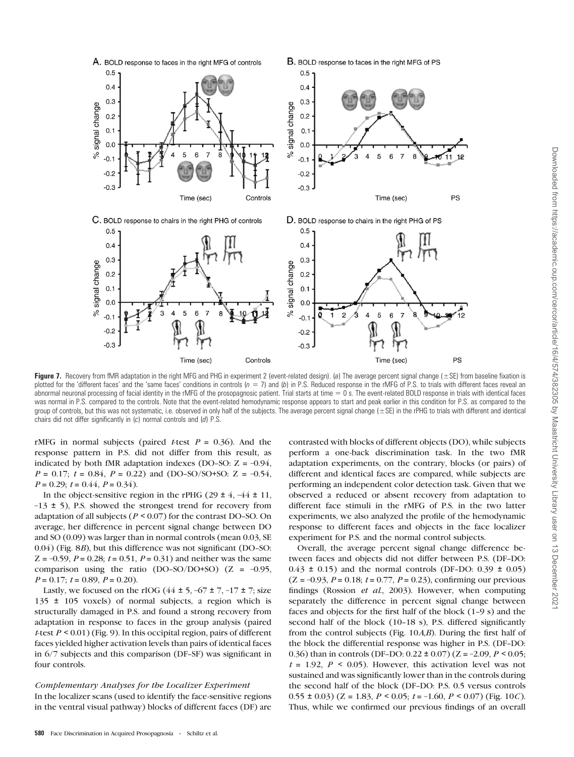**Figure 7.** Recovery from fMR adaptation in the right MFG and PHG in experiment 2 (event-related design). (*a*) The average percent signal change (±SE) from baseline fixation is plotted for the 'different faces' and the 'same faces' conditions in controls ($n = 7$) and (*b*) in P.S. Reduced response in the rMFG of P.S. to trials with different faces reveal an abnormal neuronal processing of facial identity in the rMFG of the prosopagnosic patient. Trial starts at time = 0 s. The event-related BOLD response in trials with identical faces was normal in P.S. compared to the controls. Note that the event-related hemodynamic response appears to start and peak earlier in this condition for P.S. as compared to the group of controls, but this was not systematic, i.e. observed in only half of the subjects. The average percent signal change (±SE) in the rPHG to trials with different and identical chairs did not differ significantly in (*c*) normal controls and (*d*) P.S.

rMFG in normal subjects (paired *t*-test $P = 0.36$). And the response pattern in P.S. did not differ from this result, as indicated by both fMR adaptation indexes (DO–SO: $Z = -0.94$, $P = 0.17$; $t = 0.84$, $P = 0.22$) and (DO–SO/SO+SO: $Z = -0.54$, $P = 0.29$; $t = 0.44$, $P = 0.34$).

In the object-sensitive region in the rPHG (29 ± 4, −44 ± 11, −13 ± 5), P.S. showed the strongest trend for recovery from adaptation of all subjects ($P < 0.07$) for the contrast DO–SO. On average, her difference in percent signal change between DO and SO (0.09) was larger than in normal controls (mean 0.03, SE 0.04) (Fig. 8*B*), but this difference was not significant (DO–SO: $Z = -0.59$, $P = 0.28$; $t = 0.51$, $P = 0.31$) and neither was the same comparison using the ratio (DO–SO/DO+SO) ($Z = -0.95$, $P = 0.17$; $t = 0.89$, $P = 0.20$).

Lastly, we focused on the rIOG (44 ± 5, −67 ± 7, −17 ± 7; size 135 ± 105 voxels) of normal subjects, a region which is structurally damaged in P.S. and found a strong recovery from adaptation in response to faces in the group analysis (paired *t*-test $P < 0.01$) (Fig. 9). In this occipital region, pairs of different faces yielded higher activation levels than pairs of identical faces in 6/7 subjects and this comparison (DF–SF) was significant in four controls.

### *Complementary Analyses for the Localizer Experiment*

In the localizer scans (used to identify the face-sensitive regions in the ventral visual pathway) blocks of different faces (DF) are contrasted with blocks of different objects (DO), while subjects perform a one-back discrimination task. In the two fMR adaptation experiments, on the contrary, blocks (or pairs) of different and identical faces are compared, while subjects are performing an independent color detection task. Given that we observed a reduced or absent recovery from adaptation to different face stimuli in the rMFG of P.S. in the two latter experiments, we also analyzed the profile of the hemodynamic response to different faces and objects in the face localizer experiment for P.S. and the normal control subjects.

Overall, the average percent signal change difference between faces and objects did not differ between P.S. (DF–DO: 0.43 ± 0.15) and the normal controls (DF–DO: 0.39 ± 0.05) ($Z = -0.93$, $P = 0.18$; $t = 0.77$, $P = 0.23$), confirming our previous findings (Rossion *et al.*, 2003). However, when computing separately the difference in percent signal change between faces and objects for the first half of the block (1–9 s) and the second half of the block (10–18 s), P.S. differed significantly from the control subjects (Fig. 10*A*,*B*). During the first half of the block the differential response was higher in P.S. (DF–DO: 0.36) than in controls (DF–DO: 0.22 ± 0.07) ($Z = -2.09$, $P < 0.05$; $t = 1.92$, $P < 0.05$). However, this activation level was not sustained and was significantly lower than in the controls during the second half of the block (DF–DO: P.S. 0.5 versus controls 0.55 ± 0.03) ($Z = 1.83$, $P < 0.05$; $t = -1.60$, $P < 0.07$) (Fig. 10*C*). Thus, while we confirmed our previous findings of an overall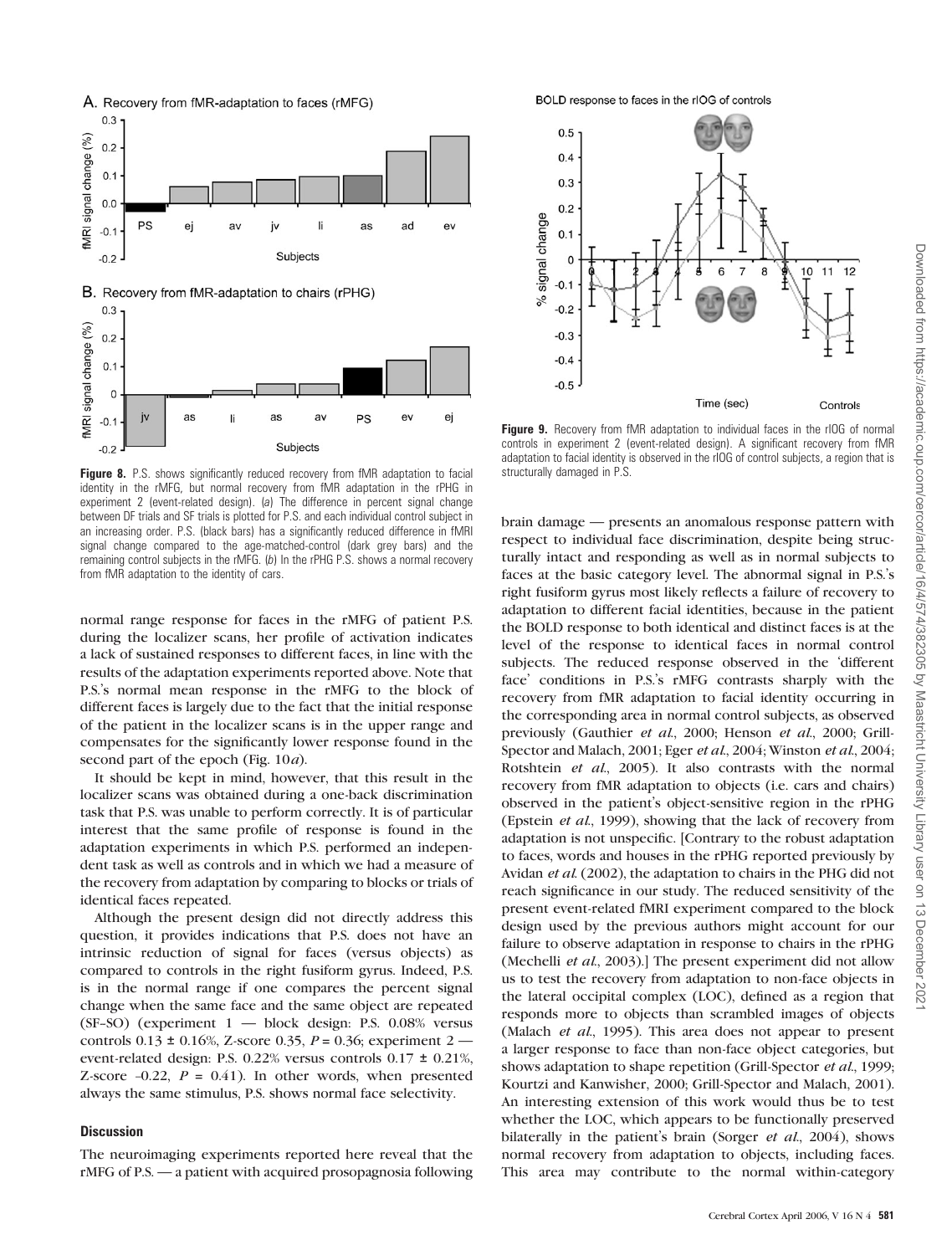**Figure 8.** P.S. shows significantly reduced recovery from fMR adaptation to facial identity in the rMFG, but normal recovery from fMR adaptation in the rPHG in experiment 2 (event-related design). (*a*) The difference in percent signal change between DF trials and SF trials is plotted for P.S. and each individual control subject in an increasing order. P.S. (black bars) has a significantly reduced difference in fMRI signal change compared to the age-matched-control (dark grey bars) and the remaining control subjects in the rMFG. (*b*) In the rPHG P.S. shows a normal recovery from fMR adaptation to the identity of cars.

**Figure 9.** Recovery from fMR adaptation to individual faces in the rIOG of normal controls in experiment 2 (event-related design). A significant recovery from fMR adaptation to facial identity is observed in the rIOG of control subjects, a region that is structurally damaged in P.S.

normal range response for faces in the rMFG of patient P.S. during the localizer scans, her profile of activation indicates a lack of sustained responses to different faces, in line with the results of the adaptation experiments reported above. Note that P.S.'s normal mean response in the rMFG to the block of different faces is largely due to the fact that the initial response of the patient in the localizer scans is in the upper range and compensates for the significantly lower response found in the second part of the epoch (Fig. 10*a*).

It should be kept in mind, however, that this result in the localizer scans was obtained during a one-back discrimination task that P.S. was unable to perform correctly. It is of particular interest that the same profile of response is found in the adaptation experiments in which P.S. performed an independent task as well as controls and in which we had a measure of the recovery from adaptation by comparing to blocks or trials of identical faces repeated.

Although the present design did not directly address this question, it provides indications that P.S. does not have an intrinsic reduction of signal for faces (versus objects) as compared to controls in the right fusiform gyrus. Indeed, P.S. is in the normal range if one compares the percent signal change when the same face and the same object are repeated (SF–SO) (experiment 1 — block design: P.S. 0.08% versus controls 0.13 ± 0.16%, Z-score 0.35, $P = 0.36$; experiment 2 — event-related design: P.S. 0.22% versus controls 0.17 ± 0.21%, Z-score –0.22, $P = 0.41$). In other words, when presented always the same stimulus, P.S. shows normal face selectivity.

## Discussion

The neuroimaging experiments reported here reveal that the rMFG of P.S. — a patient with acquired prosopagnosia following brain damage — presents an anomalous response pattern with respect to individual face discrimination, despite being structurally intact and responding as well as in normal subjects to faces at the basic category level. The abnormal signal in P.S.'s right fusiform gyrus most likely reflects a failure of recovery to adaptation to different facial identities, because in the patient the BOLD response to both identical and distinct faces is at the level of the response to identical faces in normal control subjects. The reduced response observed in the 'different face' conditions in P.S.'s rMFG contrasts sharply with the recovery from fMR adaptation to facial identity occurring in the corresponding area in normal control subjects, as observed previously (Gauthier *et al.*, 2000; Henson *et al.*, 2000; Grill-Spector and Malach, 2001; Eger *et al.*, 2004; Winston *et al.*, 2004; Rotshtein *et al.*, 2005). It also contrasts with the normal recovery from fMR adaptation to objects (i.e. cars and chairs) observed in the patient's object-sensitive region in the rPHG (Epstein *et al.*, 1999), showing that the lack of recovery from adaptation is not unspecific. [Contrary to the robust adaptation to faces, words and houses in the rPHG reported previously by Avidan *et al.* (2002), the adaptation to chairs in the PHG did not reach significance in our study. The reduced sensitivity of the present event-related fMRI experiment compared to the block design used by the previous authors might account for our failure to observe adaptation in response to chairs in the rPHG (Mechelli *et al.*, 2003).] The present experiment did not allow us to test the recovery from adaptation to non-face objects in the lateral occipital complex (LOC), defined as a region that responds more to objects than scrambled images of objects (Malach *et al.*, 1995). This area does not appear to present a larger response to face than non-face object categories, but shows adaptation to shape repetition (Grill-Spector *et al.*, 1999; Kourtzi and Kanwisher, 2000; Grill-Spector and Malach, 2001). An interesting extension of this work would thus be to test whether the LOC, which appears to be functionally preserved bilaterally in the patient's brain (Sorger *et al.*, 2004), shows normal recovery from adaptation to objects, including faces. This area may contribute to the normal within-category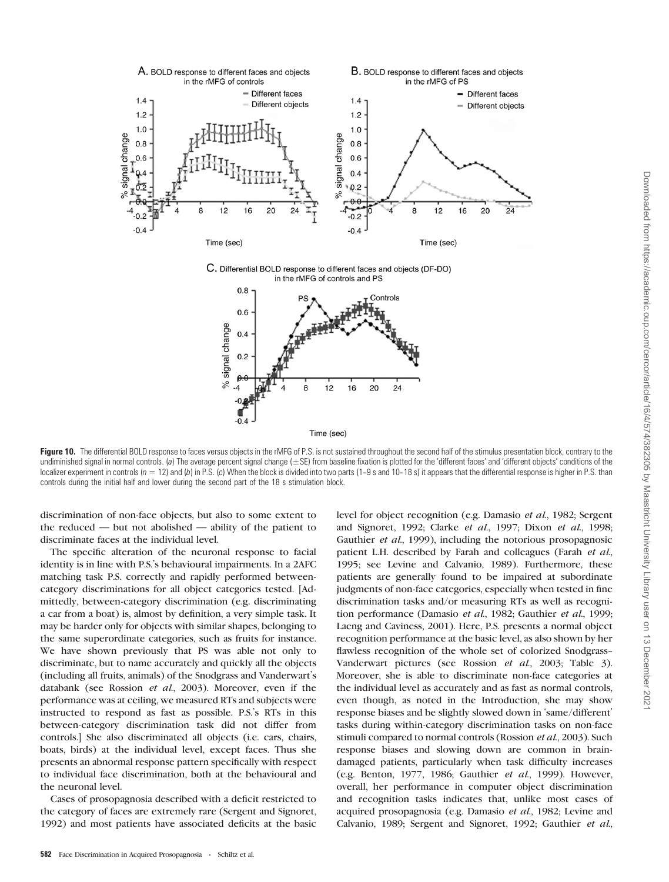**Figure 10.** The differential BOLD response to faces versus objects in the rMFG of P.S. is not sustained throughout the second half of the stimulus presentation block, contrary to the undiminished signal in normal controls. (*a*) The average percent signal change (±SE) from baseline fixation is plotted for the 'different faces' and 'different objects' conditions of the localizer experiment in controls ($n = 12$) and (*b*) in P.S. (*c*) When the block is divided into two parts (1–9 s and 10–18 s) it appears that the differential response is higher in P.S. than controls during the initial half and lower during the second part of the 18 s stimulation block.

discrimination of non-face objects, but also to some extent to the reduced — but not abolished — ability of the patient to discriminate faces at the individual level.

The specific alteration of the neuronal response to facial identity is in line with P.S.'s behavioural impairments. In a 2AFC matching task P.S. correctly and rapidly performed between-category discriminations for all object categories tested. [Admittedly, between-category discrimination (e.g. discriminating a car from a boat) is, almost by definition, a very simple task. It may be harder only for objects with similar shapes, belonging to the same superordinate categories, such as fruits for instance. We have shown previously that PS was able not only to discriminate, but to name accurately and quickly all the objects (including all fruits, animals) of the Snodgrass and Vanderwart's databank (see Rossion *et al.*, 2003). Moreover, even if the performance was at ceiling, we measured RTs and subjects were instructed to respond as fast as possible. P.S.'s RTs in this between-category discrimination task did not differ from controls.] She also discriminated all objects (i.e. cars, chairs, boats, birds) at the individual level, except faces. Thus she presents an abnormal response pattern specifically with respect to individual face discrimination, both at the behavioural and the neuronal level.

Cases of prosopagnosia described with a deficit restricted to the category of faces are extremely rare (Sergent and Signoret, 1992) and most patients have associated deficits at the basic level for object recognition (e.g. Damasio *et al.*, 1982; Sergent and Signoret, 1992; Clarke *et al.*, 1997; Dixon *et al.*, 1998; Gauthier *et al.*, 1999), including the notorious prosopagnosic patient L.H. described by Farah and colleagues (Farah *et al.*, 1995; see Levine and Calvanio, 1989). Furthermore, these patients are generally found to be impaired at subordinate judgments of non-face categories, especially when tested in fine discrimination tasks and/or measuring RTs as well as recognition performance (Damasio *et al.*, 1982; Gauthier *et al.*, 1999; Laeng and Caviness, 2001). Here, P.S. presents a normal object recognition performance at the basic level, as also shown by her flawless recognition of the whole set of colorized Snodgrass–Vanderwart pictures (see Rossion *et al.*, 2003; Table 3). Moreover, she is able to discriminate non-face categories at the individual level as accurately and as fast as normal controls, even though, as noted in the Introduction, she may show response biases and be slightly slowed down in 'same/different' tasks during within-category discrimination tasks on non-face stimuli compared to normal controls (Rossion *et al.*, 2003). Such response biases and slowing down are common in brain-damaged patients, particularly when task difficulty increases (e.g. Benton, 1977, 1986; Gauthier *et al.*, 1999). However, overall, her performance in computer object discrimination and recognition tasks indicates that, unlike most cases of acquired prosopagnosia (e.g. Damasio *et al.*, 1982; Levine and Calvanio, 1989; Sergent and Signoret, 1992; Gauthier *et al.*,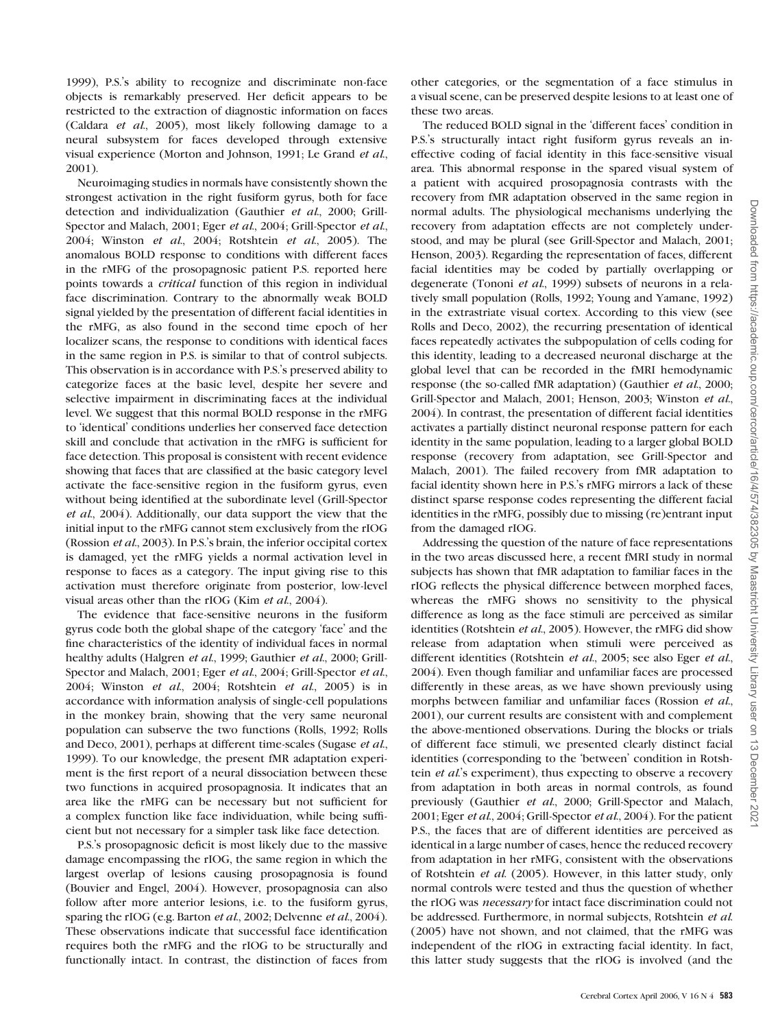1999), P.S.'s ability to recognize and discriminate non-face objects is remarkably preserved. Her deficit appears to be restricted to the extraction of diagnostic information on faces (Caldara *et al.*, 2005), most likely following damage to a neural subsystem for faces developed through extensive visual experience (Morton and Johnson, 1991; Le Grand *et al.*, 2001).

Neuroimaging studies in normals have consistently shown the strongest activation in the right fusiform gyrus, both for face detection and individualization (Gauthier *et al.*, 2000; Grill-Spector and Malach, 2001; Eger *et al.*, 2004; Grill-Spector *et al.*, 2004; Winston *et al.*, 2004; Rotshtein *et al.*, 2005). The anomalous BOLD response to conditions with different faces in the rMFG of the prosopagnosic patient P.S. reported here points towards a *critical* function of this region in individual face discrimination. Contrary to the abnormally weak BOLD signal yielded by the presentation of different facial identities in the rMFG, as also found in the second time epoch of her localizer scans, the response to conditions with identical faces in the same region in P.S. is similar to that of control subjects. This observation is in accordance with P.S.'s preserved ability to categorize faces at the basic level, despite her severe and selective impairment in discriminating faces at the individual level. We suggest that this normal BOLD response in the rMFG to 'identical' conditions underlies her conserved face detection skill and conclude that activation in the rMFG is sufficient for face detection. This proposal is consistent with recent evidence showing that faces that are classified at the basic category level activate the face-sensitive region in the fusiform gyrus, even without being identified at the subordinate level (Grill-Spector *et al.*, 2004). Additionally, our data support the view that the initial input to the rMFG cannot stem exclusively from the rIOG (Rossion *et al.*, 2003). In P.S.'s brain, the inferior occipital cortex is damaged, yet the rMFG yields a normal activation level in response to faces as a category. The input giving rise to this activation must therefore originate from posterior, low-level visual areas other than the rIOG (Kim *et al.*, 2004).

The evidence that face-sensitive neurons in the fusiform gyrus code both the global shape of the category 'face' and the fine characteristics of the identity of individual faces in normal healthy adults (Halgren *et al.*, 1999; Gauthier *et al.*, 2000; Grill-Spector and Malach, 2001; Eger *et al.*, 2004; Grill-Spector *et al.*, 2004; Winston *et al.*, 2004; Rotshtein *et al.*, 2005) is in accordance with information analysis of single-cell populations in the monkey brain, showing that the very same neuronal population can subserve the two functions (Rolls, 1992; Rolls and Deco, 2001), perhaps at different time-scales (Sugase *et al.*, 1999). To our knowledge, the present fMR adaptation experiment is the first report of a neural dissociation between these two functions in acquired prosopagnosia. It indicates that an area like the rMFG can be necessary but not sufficient for a complex function like face individuation, while being sufficient but not necessary for a simpler task like face detection.

P.S.'s prosopagnosic deficit is most likely due to the massive damage encompassing the rIOG, the same region in which the largest overlap of lesions causing prosopagnosia is found (Bouvier and Engel, 2004). However, prosopagnosia can also follow after more anterior lesions, i.e. to the fusiform gyrus, sparing the rIOG (e.g. Barton *et al.*, 2002; Delvenne *et al.*, 2004). These observations indicate that successful face identification requires both the rMFG and the rIOG to be structurally and functionally intact. In contrast, the distinction of faces from other categories, or the segmentation of a face stimulus in a visual scene, can be preserved despite lesions to at least one of these two areas.

The reduced BOLD signal in the 'different faces' condition in P.S.'s structurally intact right fusiform gyrus reveals an ineffective coding of facial identity in this face-sensitive visual area. This abnormal response in the spared visual system of a patient with acquired prosopagnosia contrasts with the recovery from fMR adaptation observed in the same region in normal adults. The physiological mechanisms underlying the recovery from adaptation effects are not completely understood, and may be plural (see Grill-Spector and Malach, 2001; Henson, 2003). Regarding the representation of faces, different facial identities may be coded by partially overlapping or degenerate (Tononi *et al.*, 1999) subsets of neurons in a relatively small population (Rolls, 1992; Young and Yamane, 1992) in the extrastriate visual cortex. According to this view (see Rolls and Deco, 2002), the recurring presentation of identical faces repeatedly activates the subpopulation of cells coding for this identity, leading to a decreased neuronal discharge at the global level that can be recorded in the fMRI hemodynamic response (the so-called fMR adaptation) (Gauthier *et al.*, 2000; Grill-Spector and Malach, 2001; Henson, 2003; Winston *et al.*, 2004). In contrast, the presentation of different facial identities activates a partially distinct neuronal response pattern for each identity in the same population, leading to a larger global BOLD response (recovery from adaptation, see Grill-Spector and Malach, 2001). The failed recovery from fMR adaptation to facial identity shown here in P.S.'s rMFG mirrors a lack of these distinct sparse response codes representing the different facial identities in the rMFG, possibly due to missing (re)entrant input from the damaged rIOG.

Addressing the question of the nature of face representations in the two areas discussed here, a recent fMRI study in normal subjects has shown that fMR adaptation to familiar faces in the rIOG reflects the physical difference between morphed faces, whereas the rMFG shows no sensitivity to the physical difference as long as the face stimuli are perceived as similar identities (Rotshtein *et al.*, 2005). However, the rMFG did show release from adaptation when stimuli were perceived as different identities (Rotshtein *et al.*, 2005; see also Eger *et al.*, 2004). Even though familiar and unfamiliar faces are processed differently in these areas, as we have shown previously using morphs between familiar and unfamiliar faces (Rossion *et al.*, 2001), our current results are consistent with and complement the above-mentioned observations. During the blocks or trials of different face stimuli, we presented clearly distinct facial identities (corresponding to the 'between' condition in Rotshtein *et al.*'s experiment), thus expecting to observe a recovery from adaptation in both areas in normal controls, as found previously (Gauthier *et al.*, 2000; Grill-Spector and Malach, 2001; Eger *et al.*, 2004; Grill-Spector *et al.*, 2004). For the patient P.S., the faces that are of different identities are perceived as identical in a large number of cases, hence the reduced recovery from adaptation in her rMFG, consistent with the observations of Rotshtein *et al.* (2005). However, in this latter study, only normal controls were tested and thus the question of whether the rIOG was *necessary* for intact face discrimination could not be addressed. Furthermore, in normal subjects, Rotshtein *et al.* (2005) have not shown, and not claimed, that the rMFG was independent of the rIOG in extracting facial identity. In fact, this latter study suggests that the rIOG is involved (and the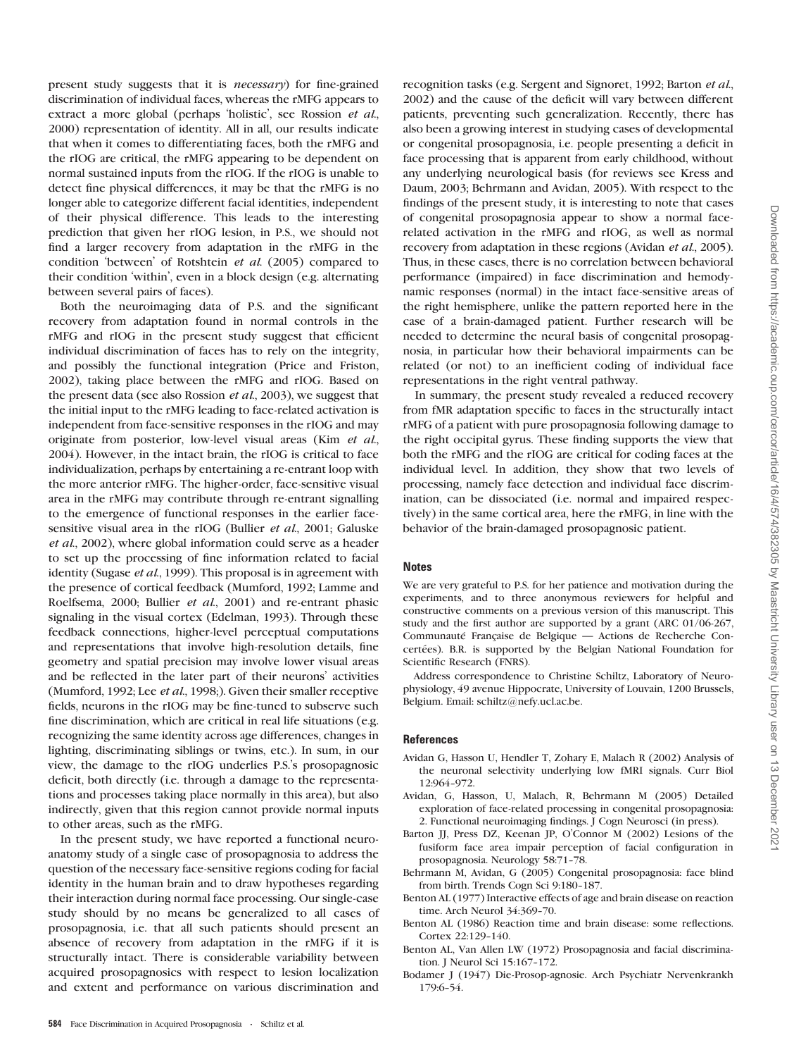present study suggests that it is *necessary*) for fine-grained discrimination of individual faces, whereas the rMFG appears to extract a more global (perhaps 'holistic', see Rossion *et al.*, 2000) representation of identity. All in all, our results indicate that when it comes to differentiating faces, both the rMFG and the rIOG are critical, the rMFG appearing to be dependent on normal sustained inputs from the rIOG. If the rIOG is unable to detect fine physical differences, it may be that the rMFG is no longer able to categorize different facial identities, independent of their physical difference. This leads to the interesting prediction that given her rIOG lesion, in P.S., we should not find a larger recovery from adaptation in the rMFG in the condition 'between' of Rotshtein *et al.* (2005) compared to their condition 'within', even in a block design (e.g. alternating between several pairs of faces).

Both the neuroimaging data of P.S. and the significant recovery from adaptation found in normal controls in the rMFG and rIOG in the present study suggest that efficient individual discrimination of faces has to rely on the integrity, and possibly the functional integration (Price and Friston, 2002), taking place between the rMFG and rIOG. Based on the present data (see also Rossion *et al.*, 2003), we suggest that the initial input to the rMFG leading to face-related activation is independent from face-sensitive responses in the rIOG and may originate from posterior, low-level visual areas (Kim *et al.*, 2004). However, in the intact brain, the rIOG is critical to face individualization, perhaps by entertaining a re-entrant loop with the more anterior rMFG. The higher-order, face-sensitive visual area in the rMFG may contribute through re-entrant signalling to the emergence of functional responses in the earlier face-sensitive visual area in the rIOG (Bullier *et al.*, 2001; Galuske *et al.*, 2002), where global information could serve as a header to set up the processing of fine information related to facial identity (Sugase *et al.*, 1999). This proposal is in agreement with the presence of cortical feedback (Mumford, 1992; Lamme and Roelfsema, 2000; Bullier *et al.*, 2001) and re-entrant phasic signaling in the visual cortex (Edelman, 1993). Through these feedback connections, higher-level perceptual computations and representations that involve high-resolution details, fine geometry and spatial precision may involve lower visual areas and be reflected in the later part of their neurons' activities (Mumford, 1992; Lee *et al.*, 1998;). Given their smaller receptive fields, neurons in the rIOG may be fine-tuned to subserve such fine discrimination, which are critical in real life situations (e.g. recognizing the same identity across age differences, changes in lighting, discriminating siblings or twins, etc.). In sum, in our view, the damage to the rIOG underlies P.S.'s prosopagnosic deficit, both directly (i.e. through a damage to the representations and processes taking place normally in this area), but also indirectly, given that this region cannot provide normal inputs to other areas, such as the rMFG.

In the present study, we have reported a functional neuroanatomy study of a single case of prosopagnosia to address the question of the necessary face-sensitive regions coding for facial identity in the human brain and to draw hypotheses regarding their interaction during normal face processing. Our single-case study should by no means be generalized to all cases of prosopagnosia, i.e. that all such patients should present an absence of recovery from adaptation in the rMFG if it is structurally intact. There is considerable variability between acquired prosopagnosics with respect to lesion localization and extent and performance on various discrimination and recognition tasks (e.g. Sergent and Signoret, 1992; Barton *et al.*, 2002) and the cause of the deficit will vary between different patients, preventing such generalization. Recently, there has also been a growing interest in studying cases of developmental or congenital prosopagnosia, i.e. people presenting a deficit in face processing that is apparent from early childhood, without any underlying neurological basis (for reviews see Kress and Daum, 2003; Behrmann and Avidan, 2005). With respect to the findings of the present study, it is interesting to note that cases of congenital prosopagnosia appear to show a normal face-related activation in the rMFG and rIOG, as well as normal recovery from adaptation in these regions (Avidan *et al.*, 2005). Thus, in these cases, there is no correlation between behavioral performance (impaired) in face discrimination and hemodynamic responses (normal) in the intact face-sensitive areas of the right hemisphere, unlike the pattern reported here in the case of a brain-damaged patient. Further research will be needed to determine the neural basis of congenital prosopagnosia, in particular how their behavioral impairments can be related (or not) to an inefficient coding of individual face representations in the right ventral pathway.

In summary, the present study revealed a reduced recovery from fMR adaptation specific to faces in the structurally intact rMFG of a patient with pure prosopagnosia following damage to the right occipital gyrus. These finding supports the view that both the rMFG and the rIOG are critical for coding faces at the individual level. In addition, they show that two levels of processing, namely face detection and individual face discrimination, can be dissociated (i.e. normal and impaired respectively) in the same cortical area, here the rMFG, in line with the behavior of the brain-damaged prosopagnosic patient.

## Notes

We are very grateful to P.S. for her patience and motivation during the experiments, and to three anonymous reviewers for helpful and constructive comments on a previous version of this manuscript. This study and the first author are supported by a grant (ARC 01/06-267, Communauté Française de Belgique — Actions de Recherche Concertées). B.R. is supported by the Belgian National Foundation for Scientific Research (FNRS).

Address correspondence to Christine Schiltz, Laboratory of Neurophysiology, 49 avenue Hippocrate, University of Louvain, 1200 Brussels, Belgium. Email: schiltz@nefy.ucl.ac.be.

## References

Avidan G, Hasson U, Hendler T, Zohary E, Malach R (2002) Analysis of the neuronal selectivity underlying low fMRI signals. Curr Biol 12:964–972.

Avidan, G, Hasson, U, Malach, R, Behrmann M (2005) Detailed exploration of face-related processing in congenital prosopagnosia: 2. Functional neuroimaging findings. J Cogn Neurosci (in press).

Barton JJ, Press DZ, Keenan JP, O'Connor M (2002) Lesions of the fusiform face area impair perception of facial configuration in prosopagnosia. Neurology 58:71–78.

Behrmann M, Avidan, G (2005) Congenital prosopagnosia: face blind from birth. Trends Cogn Sci 9:180–187.

Benton AL (1977) Interactive effects of age and brain disease on reaction time. Arch Neurol 34:369–70.

Benton AL (1986) Reaction time and brain disease: some reflections. Cortex 22:129–140.

Benton AL, Van Allen LW (1972) Prosopagnosia and facial discrimination. J Neurol Sci 15:167–172.

Bodamer J (1947) Die-Prosop-agnosie. Arch Psychiatr Nervenkrankh 179:6–54.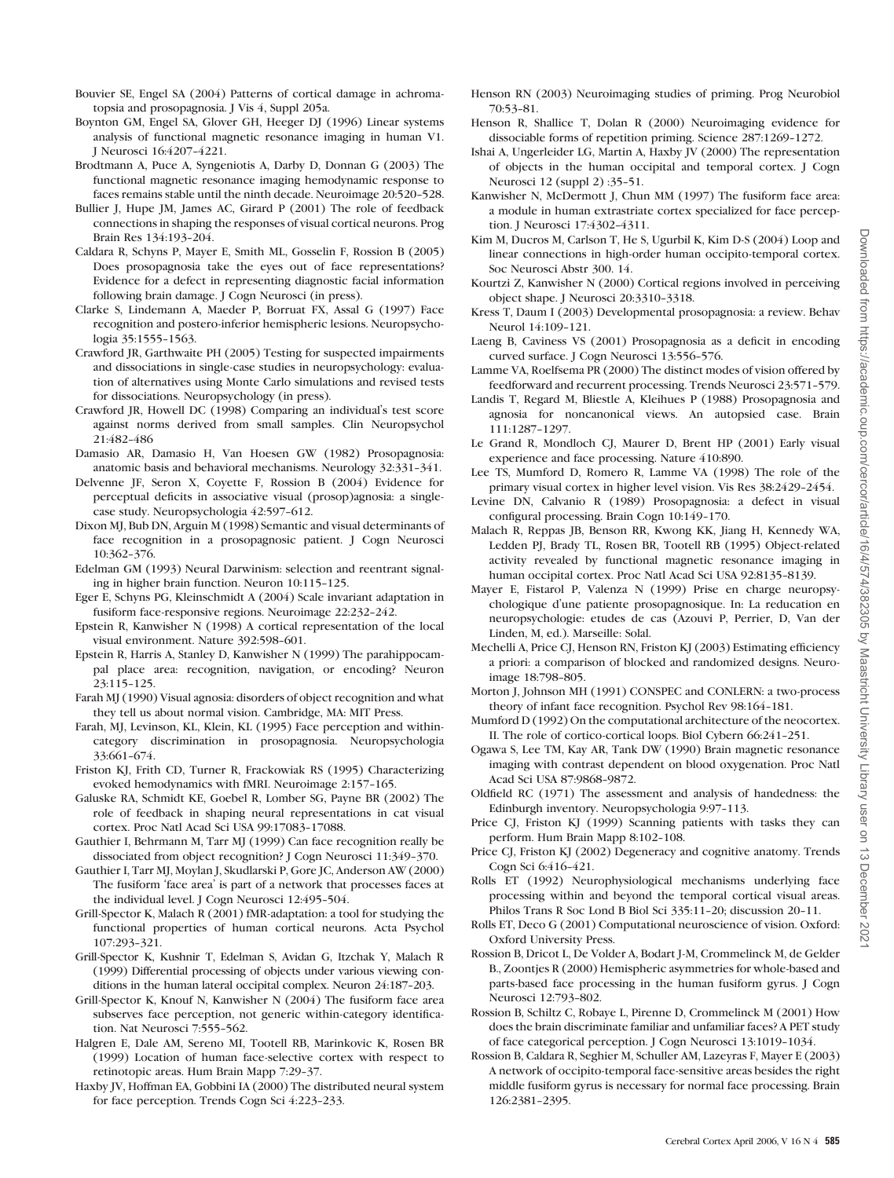Bouvier SE, Engel SA (2004) Patterns of cortical damage in achromatopsia and prosopagnosia. J Vis 4, Suppl 205a.

Boynton GM, Engel SA, Glover GH, Heeger DJ (1996) Linear systems analysis of functional magnetic resonance imaging in human V1. J Neurosci 16:4207–4221.

Brodtmann A, Puce A, Syngeniotis A, Darby D, Donnan G (2003) The functional magnetic resonance imaging hemodynamic response to faces remains stable until the ninth decade. Neuroimage 20:520–528.

Bullier J, Hupe JM, James AC, Girard P (2001) The role of feedback connections in shaping the responses of visual cortical neurons. Prog Brain Res 134:193–204.

Caldara R, Schyns P, Mayer E, Smith ML, Gosselin F, Rossion B (2005) Does prosopagnosia take the eyes out of face representations? Evidence for a defect in representing diagnostic facial information following brain damage. J Cogn Neurosci (in press).

Clarke S, Lindemann A, Maeder P, Borruat FX, Assal G (1997) Face recognition and postero-inferior hemispheric lesions. Neuropsychologia 35:1555–1563.

Crawford JR, Garthwaite PH (2005) Testing for suspected impairments and dissociations in single-case studies in neuropsychology: evaluation of alternatives using Monte Carlo simulations and revised tests for dissociations. Neuropsychology (in press).

Crawford JR, Howell DC (1998) Comparing an individual's test score against norms derived from small samples. Clin Neuropsychol 21:482–486

Damasio AR, Damasio H, Van Hoesen GW (1982) Prosopagnosia: anatomic basis and behavioral mechanisms. Neurology 32:331–341.

Delvenne JF, Seron X, Coyette F, Rossion B (2004) Evidence for perceptual deficits in associative visual (prosop)agnosia: a single-case study. Neuropsychologia 42:597–612.

Dixon MJ, Bub DN, Arguin M (1998) Semantic and visual determinants of face recognition in a prosopagnosic patient. J Cogn Neurosci 10:362–376.

Edelman GM (1993) Neural Darwinism: selection and reentrant signaling in higher brain function. Neuron 10:115–125.

Eger E, Schyns PG, Kleinschmidt A (2004) Scale invariant adaptation in fusiform face-responsive regions. Neuroimage 22:232–242.

Epstein R, Kanwisher N (1998) A cortical representation of the local visual environment. Nature 392:598–601.

Epstein R, Harris A, Stanley D, Kanwisher N (1999) The parahippocampal place area: recognition, navigation, or encoding? Neuron 23:115–125.

Farah MJ (1990) Visual agnosia: disorders of object recognition and what they tell us about normal vision. Cambridge, MA: MIT Press.

Farah, MJ, Levinson, KL, Klein, KL (1995) Face perception and within-category discrimination in prosopagnosia. Neuropsychologia 33:661–674.

Friston KJ, Frith CD, Turner R, Frackowiak RS (1995) Characterizing evoked hemodynamics with fMRI. Neuroimage 2:157–165.

Galuske RA, Schmidt KE, Goebel R, Lomber SG, Payne BR (2002) The role of feedback in shaping neural representations in cat visual cortex. Proc Natl Acad Sci USA 99:17083–17088.

Gauthier I, Behrmann M, Tarr MJ (1999) Can face recognition really be dissociated from object recognition? J Cogn Neurosci 11:349–370.

Gauthier I, Tarr MJ, Moylan J, Skudlarski P, Gore JC, Anderson AW (2000) The fusiform 'face area' is part of a network that processes faces at the individual level. J Cogn Neurosci 12:495–504.

Grill-Spector K, Malach R (2001) fMR-adaptation: a tool for studying the functional properties of human cortical neurons. Acta Psychol 107:293–321.

Grill-Spector K, Kushnir T, Edelman S, Avidan G, Itzchak Y, Malach R (1999) Differential processing of objects under various viewing conditions in the human lateral occipital complex. Neuron 24:187–203.

Grill-Spector K, Knouf N, Kanwisher N (2004) The fusiform face area subserves face perception, not generic within-category identification. Nat Neurosci 7:555–562.

Halgren E, Dale AM, Sereno MI, Tootell RB, Marinkovic K, Rosen BR (1999) Location of human face-selective cortex with respect to retinotopic areas. Hum Brain Mapp 7:29–37.

Haxby JV, Hoffman EA, Gobbini IA (2000) The distributed neural system for face perception. Trends Cogn Sci 4:223–233.

Henson RN (2003) Neuroimaging studies of priming. Prog Neurobiol 70:53–81.

Henson R, Shallice T, Dolan R (2000) Neuroimaging evidence for dissociable forms of repetition priming. Science 287:1269–1272.

Ishai A, Ungerleider LG, Martin A, Haxby JV (2000) The representation of objects in the human occipital and temporal cortex. J Cogn Neurosci 12 (suppl 2) :35–51.

Kanwisher N, McDermott J, Chun MM (1997) The fusiform face area: a module in human extrastriate cortex specialized for face perception. J Neurosci 17:4302–4311.

Kim M, Ducros M, Carlson T, He S, Ugurbil K, Kim D-S (2004) Loop and linear connections in high-order human occipito-temporal cortex. Soc Neurosci Abstr 300. 14.

Kourtzi Z, Kanwisher N (2000) Cortical regions involved in perceiving object shape. J Neurosci 20:3310–3318.

Kress T, Daum I (2003) Developmental prosopagnosia: a review. Behav Neurol 14:109–121.

Laeng B, Caviness VS (2001) Prosopagnosia as a deficit in encoding curved surface. J Cogn Neurosci 13:556–576.

Lamme VA, Roelfsema PR (2000) The distinct modes of vision offered by feedforward and recurrent processing. Trends Neurosci 23:571–579.

Landis T, Regard M, Bliestle A, Kleihues P (1988) Prosopagnosia and agnosia for noncanonical views. An autopsied case. Brain 111:1287–1297.

Le Grand R, Mondloch CJ, Maurer D, Brent HP (2001) Early visual experience and face processing. Nature 410:890.

Lee TS, Mumford D, Romero R, Lamme VA (1998) The role of the primary visual cortex in higher level vision. Vis Res 38:2429–2454.

Levine DN, Calvanio R (1989) Prosopagnosia: a defect in visual configural processing. Brain Cogn 10:149–170.

Malach R, Reppas JB, Benson RR, Kwong KK, Jiang H, Kennedy WA, Ledden PJ, Brady TL, Rosen BR, Tootell RB (1995) Object-related activity revealed by functional magnetic resonance imaging in human occipital cortex. Proc Natl Acad Sci USA 92:8135–8139.

Mayer E, Fistarol P, Valenza N (1999) Prise en charge neuropsychologique d'une patiente prosopagnosique. In: La reducation en neuropsychologie: etudes de cas (Azouvi P, Perrier, D, Van der Linden, M, ed.). Marseille: Solal.

Mechelli A, Price CJ, Henson RN, Friston KJ (2003) Estimating efficiency a priori: a comparison of blocked and randomized designs. Neuroimage 18:798–805.

Morton J, Johnson MH (1991) CONSPEC and CONLERN: a two-process theory of infant face recognition. Psychol Rev 98:164–181.

Mumford D (1992) On the computational architecture of the neocortex. II. The role of cortico-cortical loops. Biol Cybern 66:241–251.

Ogawa S, Lee TM, Kay AR, Tank DW (1990) Brain magnetic resonance imaging with contrast dependent on blood oxygenation. Proc Natl Acad Sci USA 87:9868–9872.

Oldfield RC (1971) The assessment and analysis of handedness: the Edinburgh inventory. Neuropsychologia 9:97–113.

Price CJ, Friston KJ (1999) Scanning patients with tasks they can perform. Hum Brain Mapp 8:102–108.

Price CJ, Friston KJ (2002) Degeneracy and cognitive anatomy. Trends Cogn Sci 6:416–421.

Rolls ET (1992) Neurophysiological mechanisms underlying face processing within and beyond the temporal cortical visual areas. Philos Trans R Soc Lond B Biol Sci 335:11–20; discussion 20–11.

Rolls ET, Deco G (2001) Computational neuroscience of vision. Oxford: Oxford University Press.

Rossion B, Dricot L, De Volder A, Bodart J-M, Crommelinck M, de Gelder B., Zoontjes R (2000) Hemispheric asymmetries for whole-based and parts-based face processing in the human fusiform gyrus. J Cogn Neurosci 12:793–802.

Rossion B, Schiltz C, Robaye L, Pirenne D, Crommelinck M (2001) How does the brain discriminate familiar and unfamiliar faces? A PET study of face categorical perception. J Cogn Neurosci 13:1019–1034.

Rossion B, Caldara R, Seghier M, Schuller AM, Lazeyras F, Mayer E (2003) A network of occipito-temporal face-sensitive areas besides the right middle fusiform gyrus is necessary for normal face processing. Brain 126:2381–2395.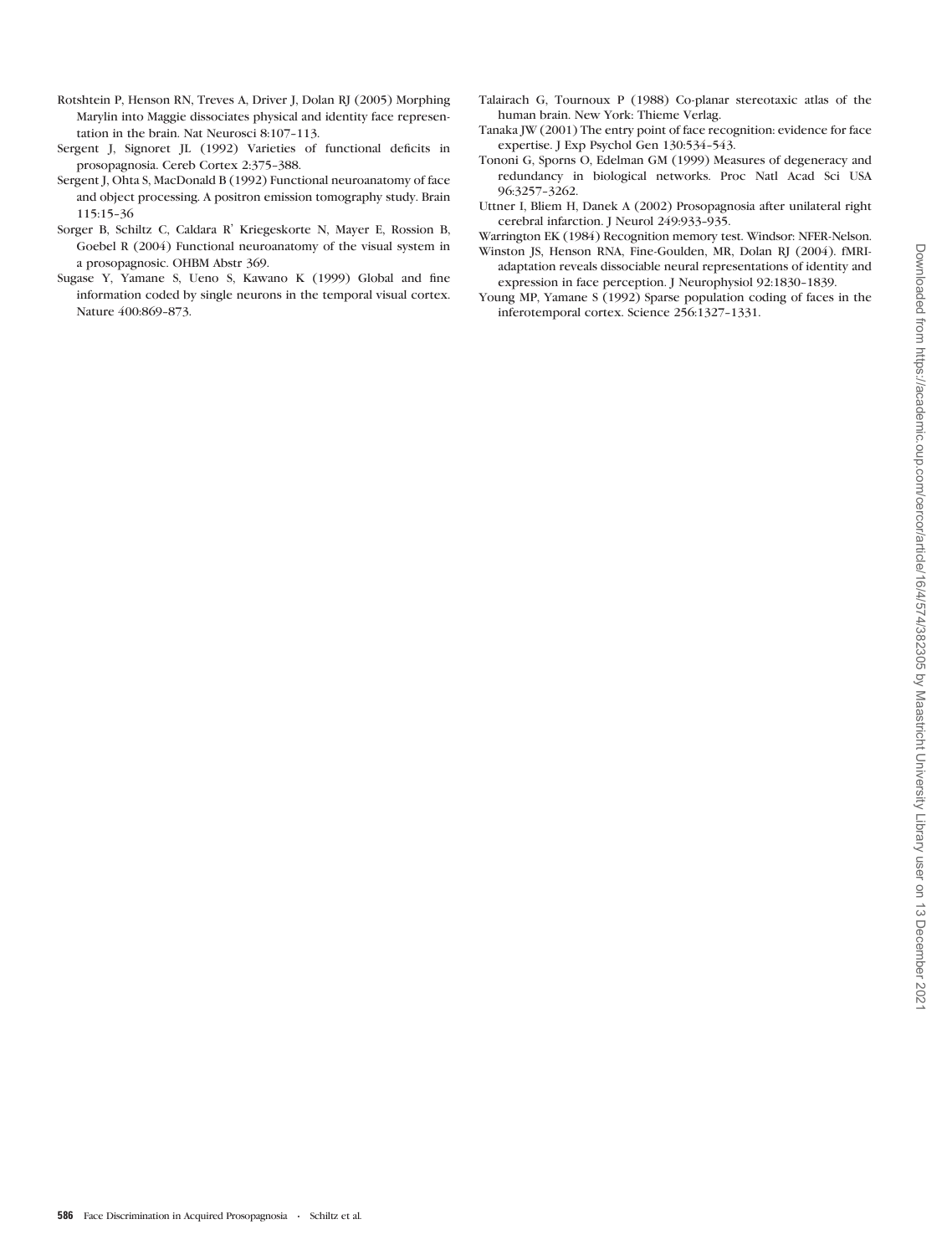Rotshtein P, Henson RN, Treves A, Driver J, Dolan RJ (2005) Morphing Marylin into Maggie dissociates physical and identity face representation in the brain. Nat Neurosci 8:107–113.

Sergent J, Signoret JL (1992) Varieties of functional deficits in prosopagnosia. Cereb Cortex 2:375–388.

Sergent J, Ohta S, MacDonald B (1992) Functional neuroanatomy of face and object processing. A positron emission tomography study. Brain 115:15–36

Sorger B, Schiltz C, Caldara R' Kriegeskorte N, Mayer E, Rossion B, Goebel R (2004) Functional neuroanatomy of the visual system in a prosopagnosic. OHBM Abstr 369.

Sugase Y, Yamane S, Ueno S, Kawano K (1999) Global and fine information coded by single neurons in the temporal visual cortex. Nature 400:869–873.

Talairach G, Tournoux P (1988) Co-planar stereotaxic atlas of the human brain. New York: Thieme Verlag.

Tanaka JW (2001) The entry point of face recognition: evidence for face expertise. J Exp Psychol Gen 130:534–543.

Tononi G, Sporns O, Edelman GM (1999) Measures of degeneracy and redundancy in biological networks. Proc Natl Acad Sci USA 96:3257–3262.

Uttner I, Bliem H, Danek A (2002) Prosopagnosia after unilateral right cerebral infarction. J Neurol 249:933–935.

Warrington EK (1984) Recognition memory test. Windsor: NFER-Nelson.

Winston JS, Henson RNA, Fine-Goulden, MR, Dolan RJ (2004). fMRI-adaptation reveals dissociable neural representations of identity and expression in face perception. J Neurophysiol 92:1830–1839.

Young MP, Yamane S (1992) Sparse population coding of faces in the inferotemporal cortex. Science 256:1327–1331.